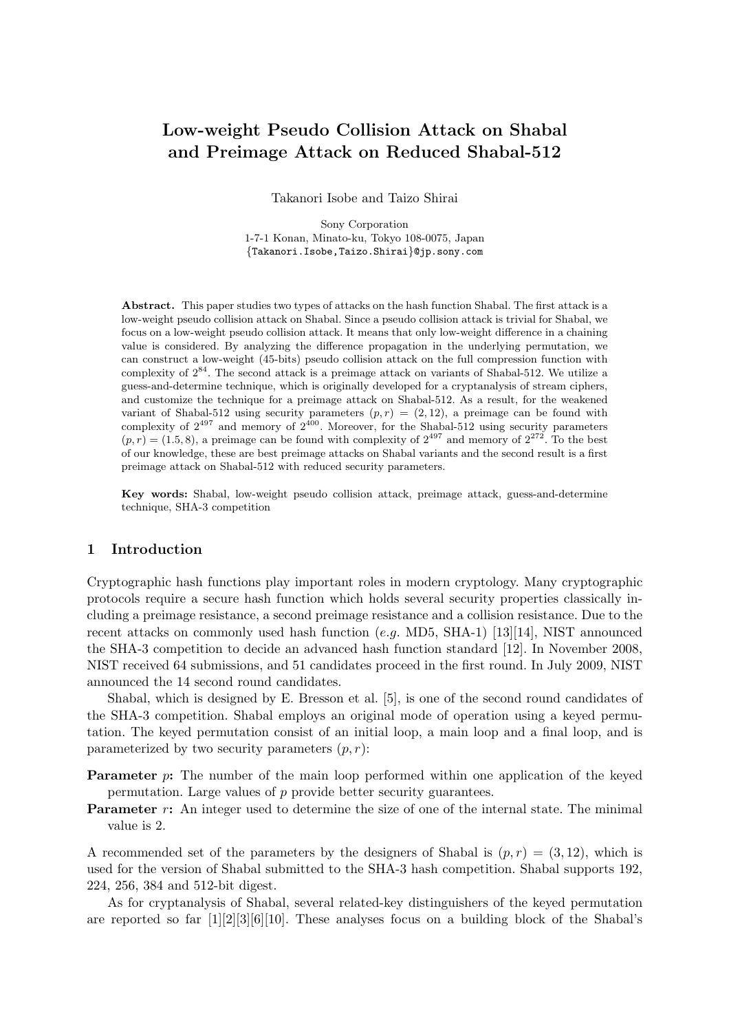# Low-weight Pseudo Collision Attack on Shabal and Preimage Attack on Reduced Shabal-512

Takanori Isobe and Taizo Shirai

Sony Corporation
1-7-1 Konan, Minato-ku, Tokyo 108-0075, Japan
{Takanori.Isobe,Taizo.Shirai}@jp.sony.com

**Abstract.** This paper studies two types of attacks on the hash function Shabal. The first attack is a low-weight pseudo collision attack on Shabal. Since a pseudo collision attack is trivial for Shabal, we focus on a low-weight pseudo collision attack. It means that only low-weight difference in a chaining value is considered. By analyzing the difference propagation in the underlying permutation, we can construct a low-weight (45-bits) pseudo collision attack on the full compression function with complexity of $2^{84}$. The second attack is a preimage attack on variants of Shabal-512. We utilize a guess-and-determine technique, which is originally developed for a cryptanalysis of stream ciphers, and customize the technique for a preimage attack on Shabal-512. As a result, for the weakened variant of Shabal-512 using security parameters $(p, r) = (2, 12)$, a preimage can be found with complexity of $2^{497}$ and memory of $2^{400}$. Moreover, for the Shabal-512 using security parameters $(p, r) = (1.5, 8)$, a preimage can be found with complexity of $2^{497}$ and memory of $2^{272}$. To the best of our knowledge, these are best preimage attacks on Shabal variants and the second result is a first preimage attack on Shabal-512 with reduced security parameters.

**Key words:** Shabal, low-weight pseudo collision attack, preimage attack, guess-and-determine technique, SHA-3 competition

## 1 Introduction

Cryptographic hash functions play important roles in modern cryptology. Many cryptographic protocols require a secure hash function which holds several security properties classically including a preimage resistance, a second preimage resistance and a collision resistance. Due to the recent attacks on commonly used hash function (*e.g.* MD5, SHA-1) [13][14], NIST announced the SHA-3 competition to decide an advanced hash function standard [12]. In November 2008, NIST received 64 submissions, and 51 candidates proceed in the first round. In July 2009, NIST announced the 14 second round candidates.

Shabal, which is designed by E. Bresson et al. [5], is one of the second round candidates of the SHA-3 competition. Shabal employs an original mode of operation using a keyed permutation. The keyed permutation consist of an initial loop, a main loop and a final loop, and is parameterized by two security parameters $(p, r)$:

**Parameter $p$:** The number of the main loop performed within one application of the keyed permutation. Large values of $p$ provide better security guarantees.

**Parameter $r$:** An integer used to determine the size of one of the internal state. The minimal value is 2.

A recommended set of the parameters by the designers of Shabal is $(p, r) = (3, 12)$, which is used for the version of Shabal submitted to the SHA-3 hash competition. Shabal supports 192, 224, 256, 384 and 512-bit digest.

As for cryptanalysis of Shabal, several related-key distinguishers of the keyed permutation are reported so far [1][2][3][6][10]. These analyses focus on a building block of the Shabal's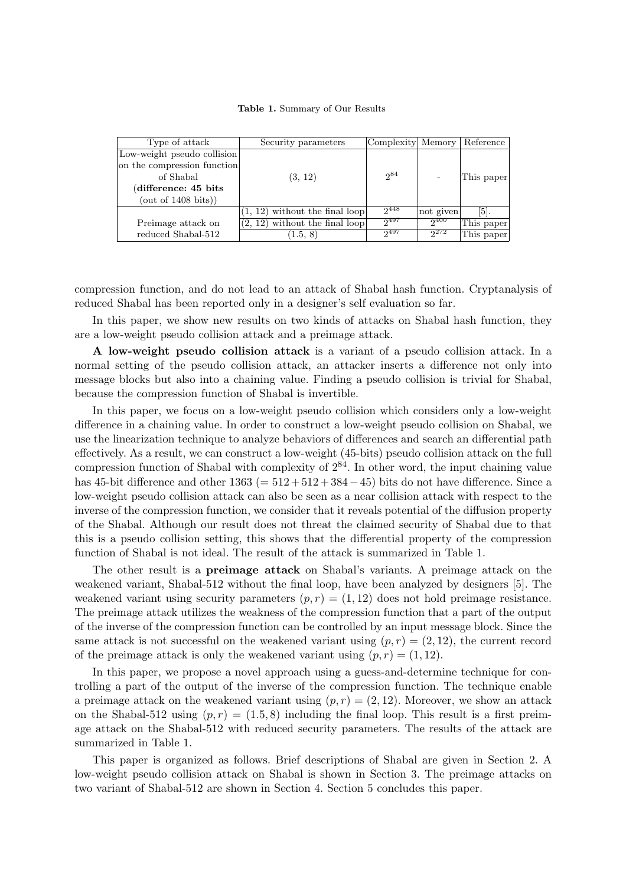Table 1. Summary of Our Results

| Type of attack | Security parameters | Complexity | Memory | Reference |
|---|---|---|---|---|
| Low-weight pseudo collision on the compression function of Shabal (**difference: 45 bits** (out of 1408 bits)) | (3, 12) | $2^{84}$ | - | This paper |
| Preimage attack on reduced Shabal-512 | (1, 12) without the final loop | $2^{448}$ | not given | [5]. |
| | (2, 12) without the final loop | $2^{497}$ | $2^{400}$ | This paper |
| | (1.5, 8) | $2^{497}$ | $2^{272}$ | This paper |

compression function, and do not lead to an attack of Shabal hash function. Cryptanalysis of reduced Shabal has been reported only in a designer's self evaluation so far.

In this paper, we show new results on two kinds of attacks on Shabal hash function, they are a low-weight pseudo collision attack and a preimage attack.

**A low-weight pseudo collision attack** is a variant of a pseudo collision attack. In a normal setting of the pseudo collision attack, an attacker inserts a difference not only into message blocks but also into a chaining value. Finding a pseudo collision is trivial for Shabal, because the compression function of Shabal is invertible.

In this paper, we focus on a low-weight pseudo collision which considers only a low-weight difference in a chaining value. In order to construct a low-weight pseudo collision on Shabal, we use the linearization technique to analyze behaviors of differences and search an differential path effectively. As a result, we can construct a low-weight (45-bits) pseudo collision attack on the full compression function of Shabal with complexity of $2^{84}$. In other word, the input chaining value has 45-bit difference and other 1363 $(= 512+512+384-45)$ bits do not have difference. Since a low-weight pseudo collision attack can also be seen as a near collision attack with respect to the inverse of the compression function, we consider that it reveals potential of the diffusion property of the Shabal. Although our result does not threat the claimed security of Shabal due to that this is a pseudo collision setting, this shows that the differential property of the compression function of Shabal is not ideal. The result of the attack is summarized in Table 1.

The other result is a **preimage attack** on Shabal's variants. A preimage attack on the weakened variant, Shabal-512 without the final loop, have been analyzed by designers [5]. The weakened variant using security parameters $(p, r) = (1, 12)$ does not hold preimage resistance. The preimage attack utilizes the weakness of the compression function that a part of the output of the inverse of the compression function can be controlled by an input message block. Since the same attack is not successful on the weakened variant using $(p, r) = (2, 12)$, the current record of the preimage attack is only the weakened variant using $(p, r) = (1, 12)$.

In this paper, we propose a novel approach using a guess-and-determine technique for controlling a part of the output of the inverse of the compression function. The technique enable a preimage attack on the weakened variant using $(p, r) = (2, 12)$. Moreover, we show an attack on the Shabal-512 using $(p, r) = (1.5, 8)$ including the final loop. This result is a first preimage attack on the Shabal-512 with reduced security parameters. The results of the attack are summarized in Table 1.

This paper is organized as follows. Brief descriptions of Shabal are given in Section 2. A low-weight pseudo collision attack on Shabal is shown in Section 3. The preimage attacks on two variant of Shabal-512 are shown in Section 4. Section 5 concludes this paper.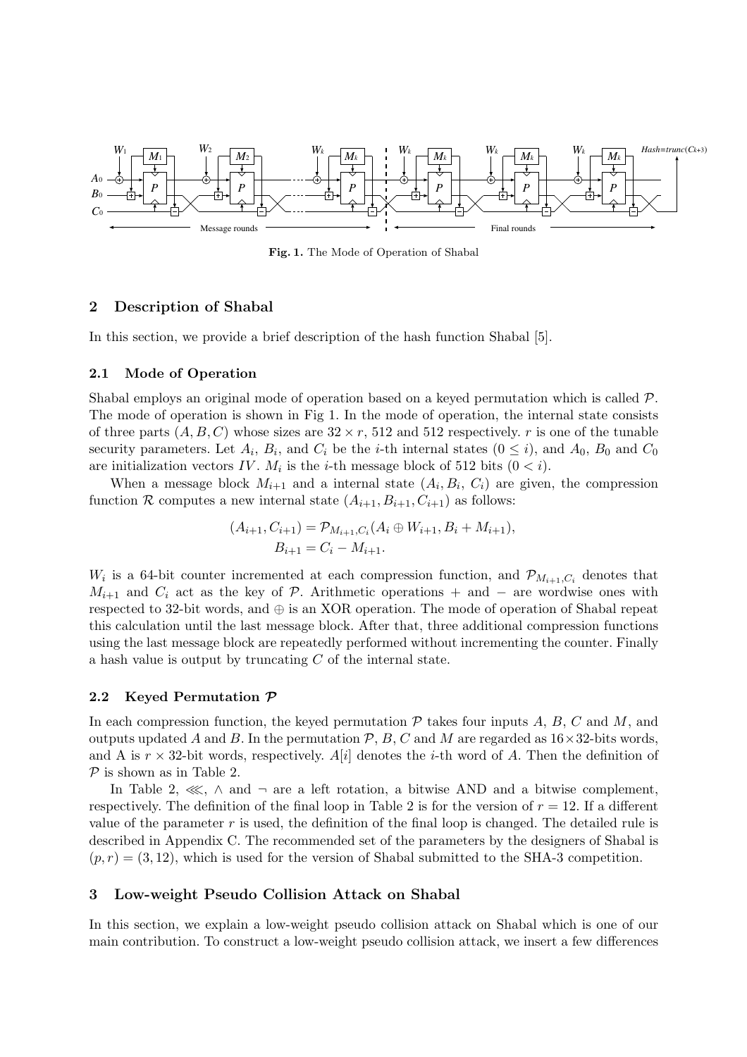Fig. 1. The Mode of Operation of Shabal

## 2 Description of Shabal

In this section, we provide a brief description of the hash function Shabal [5].

### 2.1 Mode of Operation

Shabal employs an original mode of operation based on a keyed permutation which is called $\mathcal{P}$. The mode of operation is shown in Fig 1. In the mode of operation, the internal state consists of three parts $(A, B, C)$ whose sizes are $32 \times r$, 512 and 512 respectively. $r$ is one of the tunable security parameters. Let $A_i$, $B_i$, and $C_i$ be the $i$-th internal states $(0 \leq i)$, and $A_0$, $B_0$ and $C_0$ are initialization vectors $IV$. $M_i$ is the $i$-th message block of 512 bits $(0 < i)$.

When a message block $M_{i+1}$ and a internal state $(A_i, B_i, C_i)$ are given, the compression function $\mathcal{R}$ computes a new internal state $(A_{i+1}, B_{i+1}, C_{i+1})$ as follows:

$$(A_{i+1}, C_{i+1}) = \mathcal{P}_{M_{i+1}, C_i}(A_i \oplus W_{i+1}, B_i + M_{i+1}),$$
$$B_{i+1} = C_i - M_{i+1}.$$

$W_i$ is a 64-bit counter incremented at each compression function, and $\mathcal{P}_{M_{i+1}, C_i}$ denotes that $M_{i+1}$ and $C_i$ act as the key of $\mathcal{P}$. Arithmetic operations $+$ and $-$ are wordwise ones with respected to 32-bit words, and $\oplus$ is an XOR operation. The mode of operation of Shabal repeat this calculation until the last message block. After that, three additional compression functions using the last message block are repeatedly performed without incrementing the counter. Finally a hash value is output by truncating $C$ of the internal state.

### 2.2 Keyed Permutation $\mathcal{P}$

In each compression function, the keyed permutation $\mathcal{P}$ takes four inputs $A$, $B$, $C$ and $M$, and outputs updated $A$ and $B$. In the permutation $\mathcal{P}$, $B$, $C$ and $M$ are regarded as $16 \times 32$-bits words, and A is $r \times 32$-bit words, respectively. $A[i]$ denotes the $i$-th word of $A$. Then the definition of $\mathcal{P}$ is shown as in Table 2.

In Table 2, $\lll$, $\wedge$ and $\neg$ are a left rotation, a bitwise AND and a bitwise complement, respectively. The definition of the final loop in Table 2 is for the version of $r = 12$. If a different value of the parameter $r$ is used, the definition of the final loop is changed. The detailed rule is described in Appendix C. The recommended set of the parameters by the designers of Shabal is $(p, r) = (3, 12)$, which is used for the version of Shabal submitted to the SHA-3 competition.

## 3 Low-weight Pseudo Collision Attack on Shabal

In this section, we explain a low-weight pseudo collision attack on Shabal which is one of our main contribution. To construct a low-weight pseudo collision attack, we insert a few differences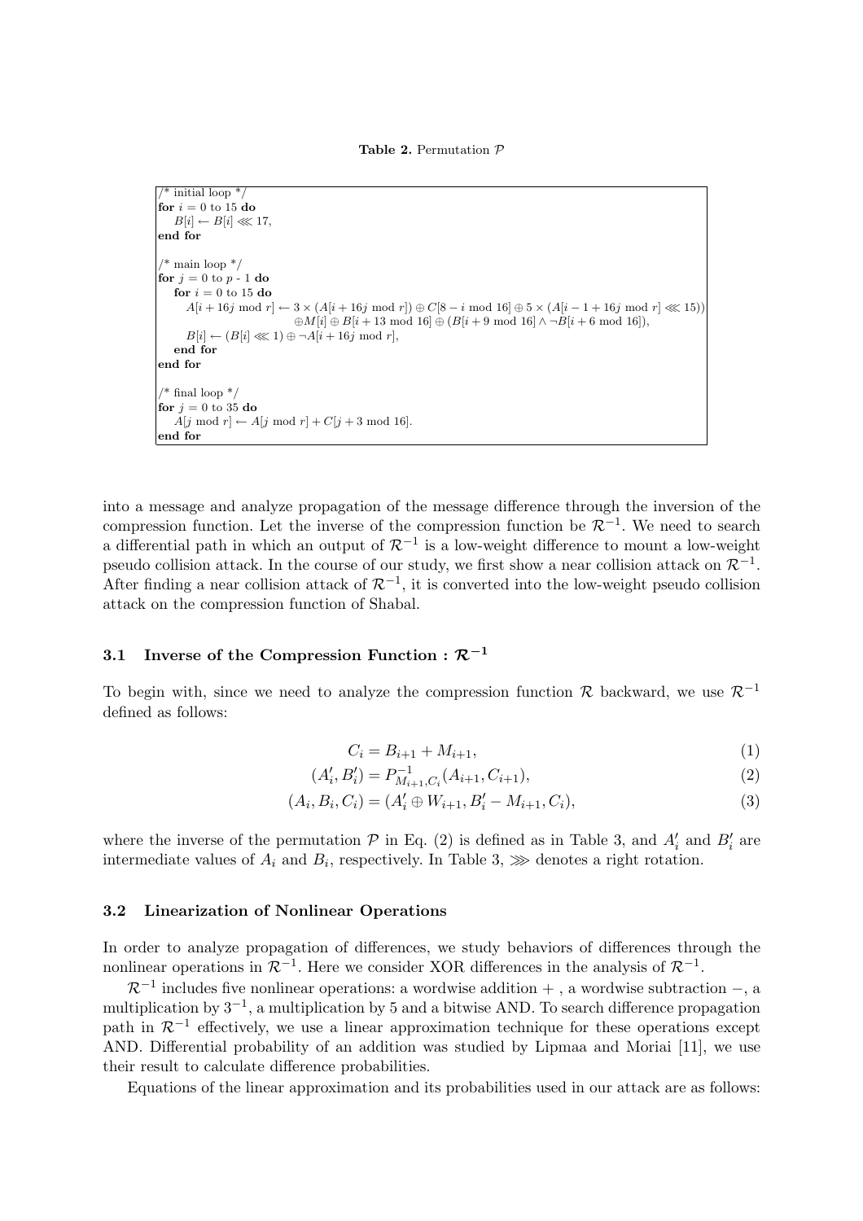**Table 2.** Permutation $\mathcal{P}$

```
/* initial loop */
for i = 0 to 15 do
    B[i] ← B[i] ⋘ 17,
end for

/* main loop */
for j = 0 to p - 1 do
    for i = 0 to 15 do
        A[i + 16j mod r] ← 3 × (A[i + 16j mod r]) ⊕ C[8 − i mod 16] ⊕ 5 × (A[i − 1 + 16j mod r] ⋘ 15))
                          ⊕M[i] ⊕ B[i + 13 mod 16] ⊕ (B[i + 9 mod 16] ∧ ¬B[i + 6 mod 16]),
        B[i] ← (B[i] ⋘ 1) ⊕ ¬A[i + 16j mod r],
    end for
end for

/* final loop */
for j = 0 to 35 do
    A[j mod r] ← A[j mod r] + C[j + 3 mod 16].
end for
```

into a message and analyze propagation of the message difference through the inversion of the compression function. Let the inverse of the compression function be $\mathcal{R}^{-1}$. We need to search a differential path in which an output of $\mathcal{R}^{-1}$ is a low-weight difference to mount a low-weight pseudo collision attack. In the course of our study, we first show a near collision attack on $\mathcal{R}^{-1}$. After finding a near collision attack of $\mathcal{R}^{-1}$, it is converted into the low-weight pseudo collision attack on the compression function of Shabal.

### 3.1 Inverse of the Compression Function : $\mathcal{R}^{-1}$

To begin with, since we need to analyze the compression function $\mathcal{R}$ backward, we use $\mathcal{R}^{-1}$ defined as follows:

$$C_i = B_{i+1} + M_{i+1}, \tag{1}$$

$$(A'_i, B'_i) = P^{-1}_{M_{i+1},C_i}(A_{i+1}, C_{i+1}), \tag{2}$$

$$(A_i, B_i, C_i) = (A'_i \oplus W_{i+1}, B'_i - M_{i+1}, C_i), \tag{3}$$

where the inverse of the permutation $\mathcal{P}$ in Eq. (2) is defined as in Table 3, and $A'_i$ and $B'_i$ are intermediate values of $A_i$ and $B_i$, respectively. In Table 3, $\ggg$ denotes a right rotation.

### 3.2 Linearization of Nonlinear Operations

In order to analyze propagation of differences, we study behaviors of differences through the nonlinear operations in $\mathcal{R}^{-1}$. Here we consider XOR differences in the analysis of $\mathcal{R}^{-1}$.

$\mathcal{R}^{-1}$ includes five nonlinear operations: a wordwise addition $+$ , a wordwise subtraction $-$, a multiplication by $3^{-1}$, a multiplication by 5 and a bitwise AND. To search difference propagation path in $\mathcal{R}^{-1}$ effectively, we use a linear approximation technique for these operations except AND. Differential probability of an addition was studied by Lipmaa and Moriai [11], we use their result to calculate difference probabilities.

Equations of the linear approximation and its probabilities used in our attack are as follows: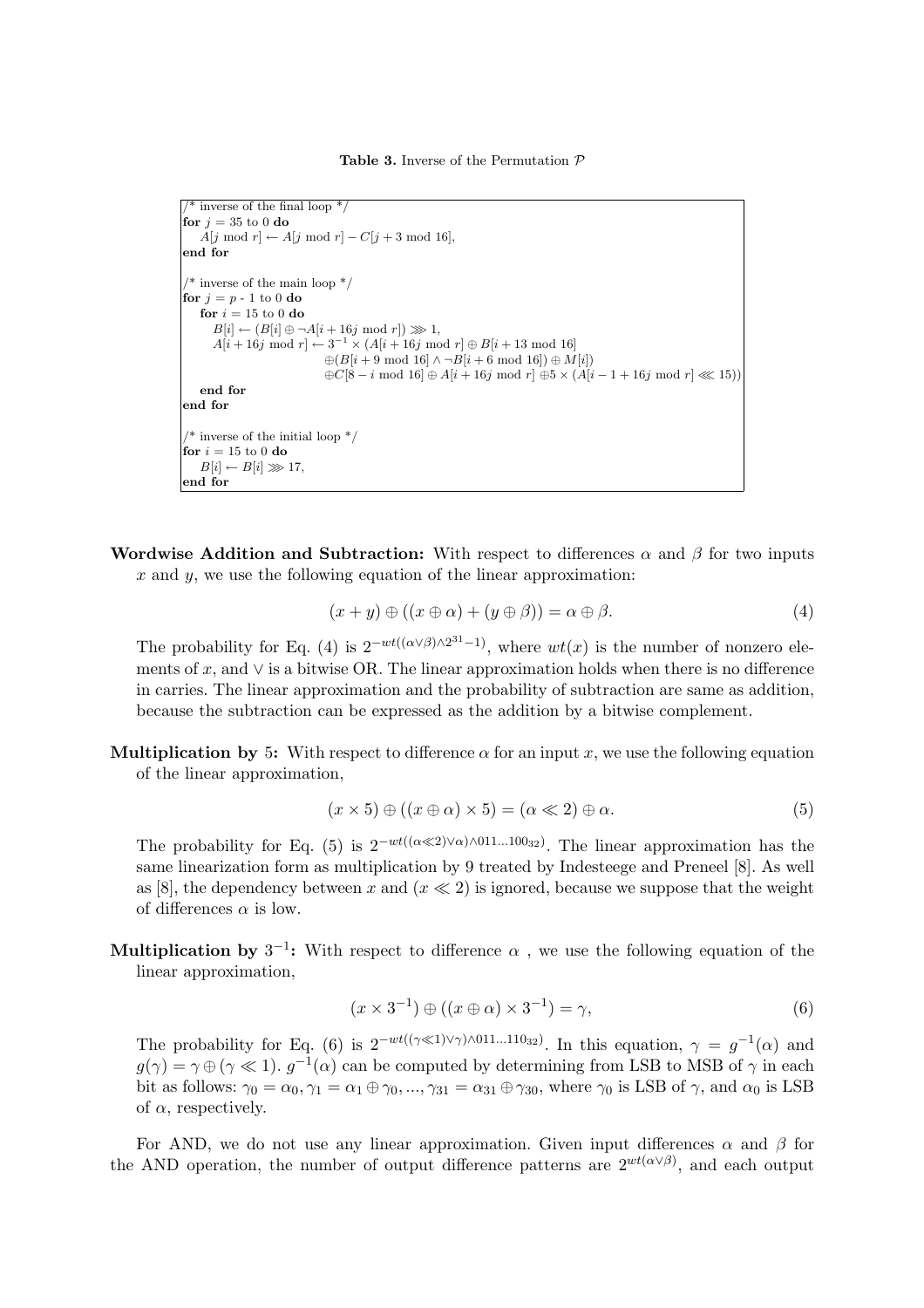**Table 3.** Inverse of the Permutation $\mathcal{P}$

```
/* inverse of the final loop */
for j = 35 to 0 do
    A[j mod r] ← A[j mod r] − C[j + 3 mod 16],
end for

/* inverse of the main loop */
for j = p - 1 to 0 do
    for i = 15 to 0 do
        B[i] ← (B[i] ⊕ ¬A[i + 16j mod r]) ⋙ 1,
        A[i + 16j mod r] ← 3^-1 × (A[i + 16j mod r] ⊕ B[i + 13 mod 16]
                            ⊕(B[i + 9 mod 16] ∧ ¬B[i + 6 mod 16]) ⊕ M[i])
                            ⊕C[8 − i mod 16] ⊕ A[i + 16j mod r] ⊕5 × (A[i − 1 + 16j mod r] ⋘ 15))
    end for
end for

/* inverse of the initial loop */
for i = 15 to 0 do
    B[i] ← B[i] ⋙ 17,
end for
```

**Wordwise Addition and Subtraction:** With respect to differences $\alpha$ and $\beta$ for two inputs $x$ and $y$, we use the following equation of the linear approximation:

$$(x + y) \oplus ((x \oplus \alpha) + (y \oplus \beta)) = \alpha \oplus \beta. \tag{4}$$

The probability for Eq. (4) is $2^{-wt((\alpha \vee \beta) \wedge 2^{31}-1)}$, where $wt(x)$ is the number of nonzero elements of $x$, and $\vee$ is a bitwise OR. The linear approximation holds when there is no difference in carries. The linear approximation and the probability of subtraction are same as addition, because the subtraction can be expressed as the addition by a bitwise complement.

**Multiplication by 5:** With respect to difference $\alpha$ for an input $x$, we use the following equation of the linear approximation,

$$(x \times 5) \oplus ((x \oplus \alpha) \times 5) = (\alpha \lll 2) \oplus \alpha. \tag{5}$$

The probability for Eq. (5) is $2^{-wt((\alpha \lll 2) \vee \alpha) \wedge 011...100_{32})}$. The linear approximation has the same linearization form as multiplication by 9 treated by Indesteege and Preneel [8]. As well as [8], the dependency between $x$ and $(x \lll 2)$ is ignored, because we suppose that the weight of differences $\alpha$ is low.

**Multiplication by $3^{-1}$:** With respect to difference $\alpha$ , we use the following equation of the linear approximation,

$$(x \times 3^{-1}) \oplus ((x \oplus \alpha) \times 3^{-1}) = \gamma, \tag{6}$$

The probability for Eq. (6) is $2^{-wt((\gamma \lll 1) \vee \gamma) \wedge 011...110_{32})}$. In this equation, $\gamma = g^{-1}(\alpha)$ and $g(\gamma) = \gamma \oplus (\gamma \lll 1)$. $g^{-1}(\alpha)$ can be computed by determining from LSB to MSB of $\gamma$ in each bit as follows: $\gamma_0 = \alpha_0, \gamma_1 = \alpha_1 \oplus \gamma_0, ..., \gamma_{31} = \alpha_{31} \oplus \gamma_{30}$, where $\gamma_0$ is LSB of $\gamma$, and $\alpha_0$ is LSB of $\alpha$, respectively.

For AND, we do not use any linear approximation. Given input differences $\alpha$ and $\beta$ for the AND operation, the number of output difference patterns are $2^{wt(\alpha \vee \beta)}$, and each output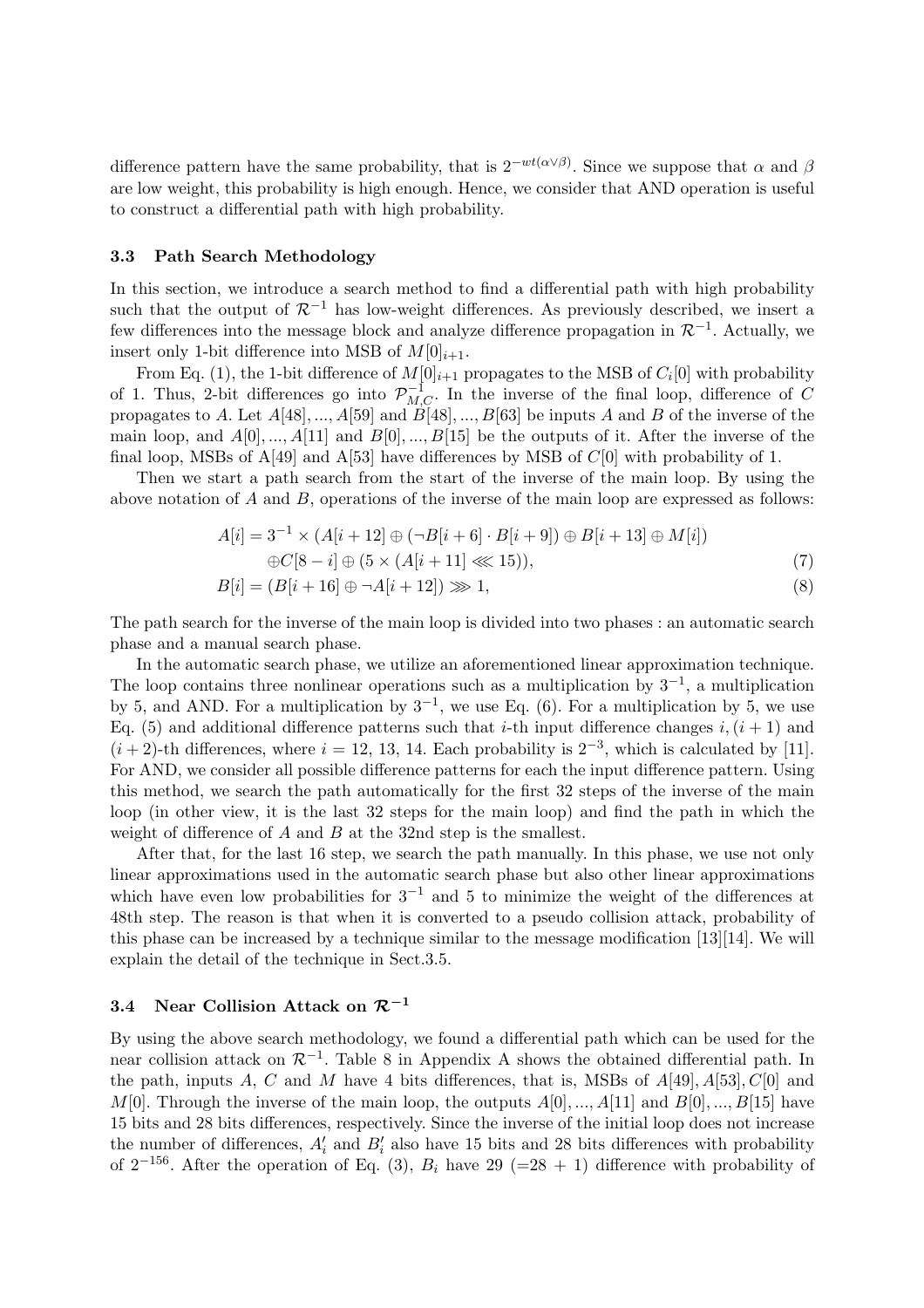difference pattern have the same probability, that is $2^{-wt(\alpha \vee \beta)}$. Since we suppose that $\alpha$ and $\beta$ are low weight, this probability is high enough. Hence, we consider that AND operation is useful to construct a differential path with high probability.

### 3.3 Path Search Methodology

In this section, we introduce a search method to find a differential path with high probability such that the output of $\mathcal{R}^{-1}$ has low-weight differences. As previously described, we insert a few differences into the message block and analyze difference propagation in $\mathcal{R}^{-1}$. Actually, we insert only 1-bit difference into MSB of $M[0]_{i+1}$.

From Eq. (1), the 1-bit difference of $M[0]_{i+1}$ propagates to the MSB of $C_i[0]$ with probability of 1. Thus, 2-bit differences go into $\mathcal{P}_{M,C}^{-1}$. In the inverse of the final loop, difference of $C$ propagates to $A$. Let $A[48], ..., A[59]$ and $B[48], ..., B[63]$ be inputs $A$ and $B$ of the inverse of the main loop, and $A[0], ..., A[11]$ and $B[0], ..., B[15]$ be the outputs of it. After the inverse of the final loop, MSBs of A[49] and A[53] have differences by MSB of $C[0]$ with probability of 1.

Then we start a path search from the start of the inverse of the main loop. By using the above notation of $A$ and $B$, operations of the inverse of the main loop are expressed as follows:

$$A[i] = 3^{-1} \times (A[i+12] \oplus (\neg B[i+6] \cdot B[i+9]) \oplus B[i+13] \oplus M[i]) \oplus C[8-i] \oplus (5 \times (A[i+11] \lll 15)), \quad (7)$$

$$B[i] = (B[i+16] \oplus \neg A[i+12]) \ggg 1, \quad (8)$$

The path search for the inverse of the main loop is divided into two phases : an automatic search phase and a manual search phase.

In the automatic search phase, we utilize an aforementioned linear approximation technique. The loop contains three nonlinear operations such as a multiplication by $3^{-1}$, a multiplication by 5, and AND. For a multiplication by $3^{-1}$, we use Eq. (6). For a multiplication by 5, we use Eq. (5) and additional difference patterns such that $i$-th input difference changes $i, (i+1)$ and $(i+2)$-th differences, where $i$ = 12, 13, 14. Each probability is $2^{-3}$, which is calculated by [11]. For AND, we consider all possible difference patterns for each the input difference pattern. Using this method, we search the path automatically for the first 32 steps of the inverse of the main loop (in other view, it is the last 32 steps for the main loop) and find the path in which the weight of difference of $A$ and $B$ at the 32nd step is the smallest.

After that, for the last 16 step, we search the path manually. In this phase, we use not only linear approximations used in the automatic search phase but also other linear approximations which have even low probabilities for $3^{-1}$ and 5 to minimize the weight of the differences at 48th step. The reason is that when it is converted to a pseudo collision attack, probability of this phase can be increased by a technique similar to the message modification [13][14]. We will explain the detail of the technique in Sect.3.5.

### 3.4 Near Collision Attack on $\mathcal{R}^{-1}$

By using the above search methodology, we found a differential path which can be used for the near collision attack on $\mathcal{R}^{-1}$. Table 8 in Appendix A shows the obtained differential path. In the path, inputs $A$, $C$ and $M$ have 4 bits differences, that is, MSBs of $A[49], A[53], C[0]$ and $M[0]$. Through the inverse of the main loop, the outputs $A[0], ..., A[11]$ and $B[0], ..., B[15]$ have 15 bits and 28 bits differences, respectively. Since the inverse of the initial loop does not increase the number of differences, $A_i'$ and $B_i'$ also have 15 bits and 28 bits differences with probability of $2^{-156}$. After the operation of Eq. (3), $B_i$ have 29 (=28 + 1) difference with probability of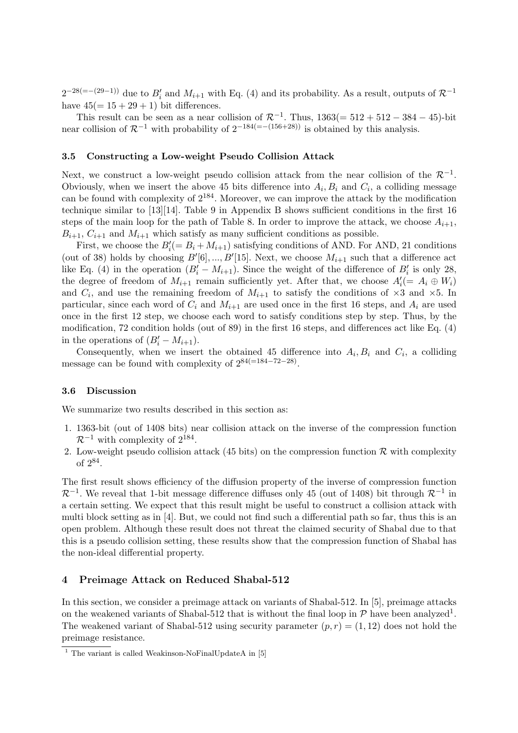$2^{-28(=-(29-1))}$ due to $B'_i$ and $M_{i+1}$ with Eq. (4) and its probability. As a result, outputs of $\mathcal{R}^{-1}$ have $45(=15+29+1)$ bit differences.

This result can be seen as a near collision of $\mathcal{R}^{-1}$. Thus, $1363(=512+512-384-45)$-bit near collision of $\mathcal{R}^{-1}$ with probability of $2^{-184(=-(156+28))}$ is obtained by this analysis.

### 3.5 Constructing a Low-weight Pseudo Collision Attack

Next, we construct a low-weight pseudo collision attack from the near collision of the $\mathcal{R}^{-1}$. Obviously, when we insert the above 45 bits difference into $A_i, B_i$ and $C_i$, a colliding message can be found with complexity of $2^{184}$. Moreover, we can improve the attack by the modification technique similar to [13][14]. Table 9 in Appendix B shows sufficient conditions in the first 16 steps of the main loop for the path of Table 8. In order to improve the attack, we choose $A_{i+1}$, $B_{i+1}$, $C_{i+1}$ and $M_{i+1}$ which satisfy as many sufficient conditions as possible.

First, we choose the $B'_i(=B_i+M_{i+1})$ satisfying conditions of AND. For AND, 21 conditions (out of 38) holds by choosing $B'[6], ..., B'[15]$. Next, we choose $M_{i+1}$ such that a difference act like Eq. (4) in the operation $(B'_i - M_{i+1})$. Since the weight of the difference of $B'_i$ is only 28, the degree of freedom of $M_{i+1}$ remain sufficiently yet. After that, we choose $A'_i(=A_i \oplus W_i)$ and $C_i$, and use the remaining freedom of $M_{i+1}$ to satisfy the conditions of $\times 3$ and $\times 5$. In particular, since each word of $C_i$ and $M_{i+1}$ are used once in the first 16 steps, and $A_i$ are used once in the first 12 step, we choose each word to satisfy conditions step by step. Thus, by the modification, 72 condition holds (out of 89) in the first 16 steps, and differences act like Eq. (4) in the operations of $(B'_i - M_{i+1})$.

Consequently, when we insert the obtained 45 difference into $A_i, B_i$ and $C_i$, a colliding message can be found with complexity of $2^{84(=184-72-28)}$.

### 3.6 Discussion

We summarize two results described in this section as:

1. 1363-bit (out of 1408 bits) near collision attack on the inverse of the compression function $\mathcal{R}^{-1}$ with complexity of $2^{184}$.
2. Low-weight pseudo collision attack (45 bits) on the compression function $\mathcal{R}$ with complexity of $2^{84}$.

The first result shows efficiency of the diffusion property of the inverse of compression function $\mathcal{R}^{-1}$. We reveal that 1-bit message difference diffuses only 45 (out of 1408) bit through $\mathcal{R}^{-1}$ in a certain setting. We expect that this result might be useful to construct a collision attack with multi block setting as in [4]. But, we could not find such a differential path so far, thus this is an open problem. Although these result does not threat the claimed security of Shabal due to that this is a pseudo collision setting, these results show that the compression function of Shabal has the non-ideal differential property.

## 4 Preimage Attack on Reduced Shabal-512

In this section, we consider a preimage attack on variants of Shabal-512. In [5], preimage attacks on the weakened variants of Shabal-512 that is without the final loop in $\mathcal{P}$ have been analyzed[1]. The weakened variant of Shabal-512 using security parameter $(p, r) = (1, 12)$ does not hold the preimage resistance.

[1] The variant is called Weakinson-NoFinalUpdateA in [5]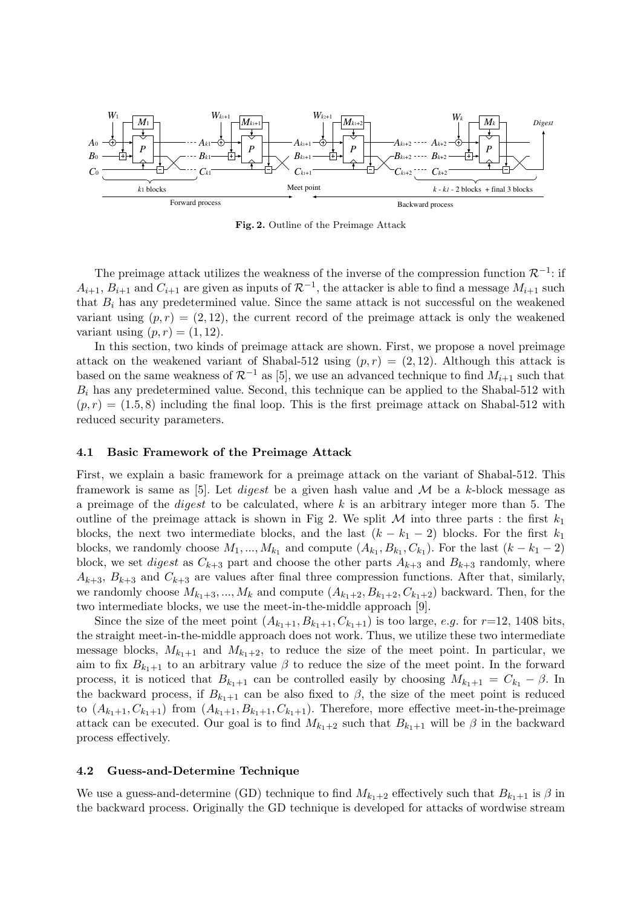**Fig. 2.** Outline of the Preimage Attack

The preimage attack utilizes the weakness of the inverse of the compression function $\mathcal{R}^{-1}$: if $A_{i+1}$, $B_{i+1}$ and $C_{i+1}$ are given as inputs of $\mathcal{R}^{-1}$, the attacker is able to find a message $M_{i+1}$ such that $B_i$ has any predetermined value. Since the same attack is not successful on the weakened variant using $(p, r) = (2, 12)$, the current record of the preimage attack is only the weakened variant using $(p, r) = (1, 12)$.

In this section, two kinds of preimage attack are shown. First, we propose a novel preimage attack on the weakened variant of Shabal-512 using $(p, r) = (2, 12)$. Although this attack is based on the same weakness of $\mathcal{R}^{-1}$ as [5], we use an advanced technique to find $M_{i+1}$ such that $B_i$ has any predetermined value. Second, this technique can be applied to the Shabal-512 with $(p, r) = (1.5, 8)$ including the final loop. This is the first preimage attack on Shabal-512 with reduced security parameters.

### 4.1 Basic Framework of the Preimage Attack

First, we explain a basic framework for a preimage attack on the variant of Shabal-512. This framework is same as [5]. Let *digest* be a given hash value and $\mathcal{M}$ be a $k$-block message as a preimage of the *digest* to be calculated, where $k$ is an arbitrary integer more than 5. The outline of the preimage attack is shown in Fig 2. We split $\mathcal{M}$ into three parts : the first $k_1$ blocks, the next two intermediate blocks, and the last $(k - k_1 - 2)$ blocks. For the first $k_1$ blocks, we randomly choose $M_1, ..., M_{k_1}$ and compute $(A_{k_1}, B_{k_1}, C_{k_1})$. For the last $(k - k_1 - 2)$ block, we set *digest* as $C_{k+3}$ part and choose the other parts $A_{k+3}$ and $B_{k+3}$ randomly, where $A_{k+3}$, $B_{k+3}$ and $C_{k+3}$ are values after final three compression functions. After that, similarly, we randomly choose $M_{k_1+3}, ..., M_k$ and compute $(A_{k_1+2}, B_{k_1+2}, C_{k_1+2})$ backward. Then, for the two intermediate blocks, we use the meet-in-the-middle approach [9].

Since the size of the meet point $(A_{k_1+1}, B_{k_1+1}, C_{k_1+1})$ is too large, *e.g.* for $r$=12, 1408 bits, the straight meet-in-the-middle approach does not work. Thus, we utilize these two intermediate message blocks, $M_{k_1+1}$ and $M_{k_1+2}$, to reduce the size of the meet point. In particular, we aim to fix $B_{k_1+1}$ to an arbitrary value $\beta$ to reduce the size of the meet point. In the forward process, it is noticed that $B_{k_1+1}$ can be controlled easily by choosing $M_{k_1+1} = C_{k_1} - \beta$. In the backward process, if $B_{k_1+1}$ can be also fixed to $\beta$, the size of the meet point is reduced to $(A_{k_1+1}, C_{k_1+1})$ from $(A_{k_1+1}, B_{k_1+1}, C_{k_1+1})$. Therefore, more effective meet-in-the-preimage attack can be executed. Our goal is to find $M_{k_1+2}$ such that $B_{k_1+1}$ will be $\beta$ in the backward process effectively.

### 4.2 Guess-and-Determine Technique

We use a guess-and-determine (GD) technique to find $M_{k_1+2}$ effectively such that $B_{k_1+1}$ is $\beta$ in the backward process. Originally the GD technique is developed for attacks of wordwise stream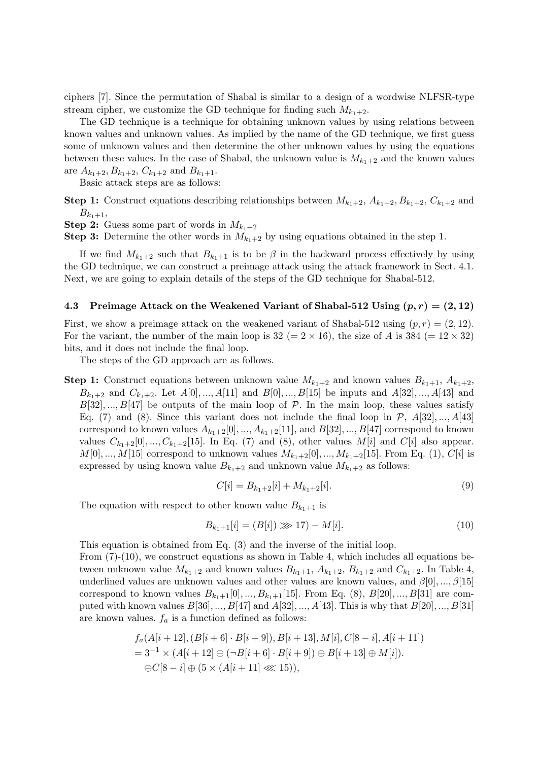ciphers [7]. Since the permutation of Shabal is similar to a design of a wordwise NLFSR-type stream cipher, we customize the GD technique for finding such $M_{k_1+2}$.

The GD technique is a technique for obtaining unknown values by using relations between known values and unknown values. As implied by the name of the GD technique, we first guess some of unknown values and then determine the other unknown values by using the equations between these values. In the case of Shabal, the unknown value is $M_{k_1+2}$ and the known values are $A_{k_1+2}, B_{k_1+2}, C_{k_1+2}$ and $B_{k_1+1}$.

Basic attack steps are as follows:

**Step 1:** Construct equations describing relationships between $M_{k_1+2}$, $A_{k_1+2}, B_{k_1+2}$, $C_{k_1+2}$ and $B_{k_1+1}$,

**Step 2:** Guess some part of words in $M_{k_1+2}$

**Step 3:** Determine the other words in $M_{k_1+2}$ by using equations obtained in the step 1.

If we find $M_{k_1+2}$ such that $B_{k_1+1}$ is to be $\beta$ in the backward process effectively by using the GD technique, we can construct a preimage attack using the attack framework in Sect. 4.1. Next, we are going to explain details of the steps of the GD technique for Shabal-512.

### 4.3 Preimage Attack on the Weakened Variant of Shabal-512 Using $(p, r) = (2, 12)$

First, we show a preimage attack on the weakened variant of Shabal-512 using $(p, r) = (2, 12)$. For the variant, the number of the main loop is 32 ($= 2 \times 16$), the size of $A$ is 384 ($= 12 \times 32$) bits, and it does not include the final loop.

The steps of the GD approach are as follows.

**Step 1:** Construct equations between unknown value $M_{k_1+2}$ and known values $B_{k_1+1}$, $A_{k_1+2}$, $B_{k_1+2}$ and $C_{k_1+2}$. Let $A[0], ..., A[11]$ and $B[0], ..., B[15]$ be inputs and $A[32], ..., A[43]$ and $B[32], ..., B[47]$ be outputs of the main loop of $\mathcal{P}$. In the main loop, these values satisfy Eq. (7) and (8). Since this variant does not include the final loop in $\mathcal{P}$, $A[32], ..., A[43]$ correspond to known values $A_{k_1+2}[0], ..., A_{k_1+2}[11]$, and $B[32], ..., B[47]$ correspond to known values $C_{k_1+2}[0], ..., C_{k_1+2}[15]$. In Eq. (7) and (8), other values $M[i]$ and $C[i]$ also appear. $M[0], ..., M[15]$ correspond to unknown values $M_{k_1+2}[0], ..., M_{k_1+2}[15]$. From Eq. (1), $C[i]$ is expressed by using known value $B_{k_1+2}$ and unknown value $M_{k_1+2}$ as follows:

$$C[i] = B_{k_1+2}[i] + M_{k_1+2}[i]. \tag{9}$$

The equation with respect to other known value $B_{k_1+1}$ is

$$B_{k_1+1}[i] = (B[i]) \ggg 17) - M[i]. \tag{10}$$

This equation is obtained from Eq. (3) and the inverse of the initial loop.

From (7)-(10), we construct equations as shown in Table 4, which includes all equations between unknown value $M_{k_1+2}$ and known values $B_{k_1+1}$, $A_{k_1+2}$, $B_{k_1+2}$ and $C_{k_1+2}$. In Table 4, underlined values are unknown values and other values are known values, and $\beta[0], ..., \beta[15]$ correspond to known values $B_{k_1+1}[0], ..., B_{k_1+1}[15]$. From Eq. (8), $B[20], ..., B[31]$ are computed with known values $B[36], ..., B[47]$ and $A[32], ..., A[43]$. This is why that $B[20], ..., B[31]$ are known values. $f_a$ is a function defined as follows:

$$\begin{aligned}
&f_a(A[i+12], (B[i+6] \cdot B[i+9]), B[i+13], M[i], C[8-i], A[i+11]) \\
&= 3^{-1} \times (A[i+12] \oplus (\neg B[i+6] \cdot B[i+9]) \oplus B[i+13] \oplus M[i]). \\
&\quad \oplus C[8-i] \oplus (5 \times (A[i+11] \lll 15)),
\end{aligned}$$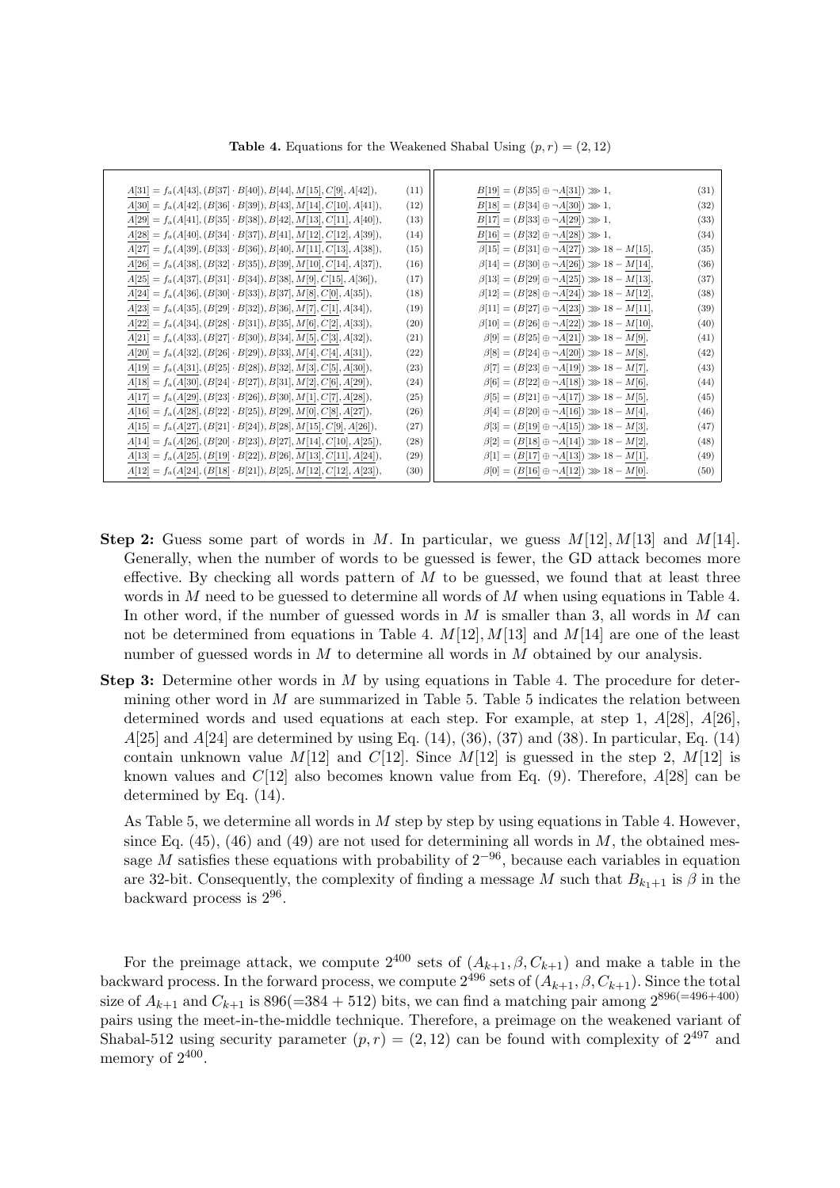**Table 4.** Equations for the Weakened Shabal Using $(p, r) = (2, 12)$

| | | | |
|---|---|---|---|
| $\underline{A[31]} = f_a(A[43], (B[37] \cdot B[40]), B[44], \underline{M[15]}, \underline{C[9]}, A[42])$, | (11) | $\underline{B[19]} = (B[35] \oplus \neg \underline{A[31]}) \ggg 1$, | (31) |
| $\underline{A[30]} = f_a(A[42], (B[36] \cdot B[39]), B[43], \underline{M[14]}, \underline{C[10]}, A[41])$, | (12) | $\underline{B[18]} = (B[34] \oplus \neg \underline{A[30]}) \ggg 1$, | (32) |
| $\underline{A[29]} = f_a(A[41], (B[35] \cdot B[38]), B[42], \underline{M[13]}, \underline{C[11]}, A[40])$, | (13) | $\underline{B[17]} = (B[33] \oplus \neg \underline{A[29]}) \ggg 1$, | (33) |
| $\underline{A[28]} = f_a(A[40], (B[34] \cdot B[37]), B[41], \underline{M[12]}, \underline{C[12]}, A[39])$, | (14) | $\underline{B[16]} = (B[32] \oplus \neg \underline{A[28]}) \ggg 1$, | (34) |
| $\underline{A[27]} = f_a(A[39], (B[33] \cdot B[36]), B[40], \underline{M[11]}, \underline{C[13]}, A[38])$, | (15) | $\beta[15] = (B[31] \oplus \neg \underline{A[27]}) \ggg 18 - \underline{M[15]}$, | (35) |
| $\underline{A[26]} = f_a(A[38], (B[32] \cdot B[35]), B[39], \underline{M[10]}, \underline{C[14]}, A[37])$, | (16) | $\beta[14] = (B[30] \oplus \neg \underline{A[26]}) \ggg 18 - \underline{M[14]}$, | (36) |
| $\underline{A[25]} = f_a(A[37], (B[31] \cdot B[34]), B[38], \underline{M[9]}, \underline{C[15]}, A[36])$, | (17) | $\beta[13] = (B[29] \oplus \neg \underline{A[25]}) \ggg 18 - \underline{M[13]}$, | (37) |
| $\underline{A[24]} = f_a(A[36], (B[30] \cdot B[33]), B[37], \underline{M[8]}, \underline{C[0]}, A[35])$, | (18) | $\beta[12] = (B[28] \oplus \neg \underline{A[24]}) \ggg 18 - \underline{M[12]}$, | (38) |
| $\underline{A[23]} = f_a(A[35], (B[29] \cdot B[32]), B[36], \underline{M[7]}, \underline{C[1]}, A[34])$, | (19) | $\beta[11] = (B[27] \oplus \neg \underline{A[23]}) \ggg 18 - \underline{M[11]}$, | (39) |
| $\underline{A[22]} = f_a(A[34], (B[28] \cdot B[31]), B[35], \underline{M[6]}, \underline{C[2]}, A[33])$, | (20) | $\beta[10] = (B[26] \oplus \neg \underline{A[22]}) \ggg 18 - \underline{M[10]}$, | (40) |
| $\underline{A[21]} = f_a(A[33], (B[27] \cdot B[30]), B[34], \underline{M[5]}, \underline{C[3]}, A[32])$, | (21) | $\beta[9] = (B[25] \oplus \neg \underline{A[21]}) \ggg 18 - \underline{M[9]}$, | (41) |
| $\underline{A[20]} = f_a(A[32], (B[26] \cdot B[29]), B[33], \underline{M[4]}, \underline{C[4]}, A[31])$, | (22) | $\beta[8] = (B[24] \oplus \neg \underline{A[20]}) \ggg 18 - \underline{M[8]}$, | (42) |
| $\underline{A[19]} = f_a(\underline{A[31]}, (B[25] \cdot B[28]), B[32], \underline{M[3]}, \underline{C[5]}, \underline{A[30]})$, | (23) | $\beta[7] = (B[23] \oplus \neg \underline{A[19]}) \ggg 18 - \underline{M[7]}$, | (43) |
| $\underline{A[18]} = f_a(\underline{A[30]}, (B[24] \cdot B[27]), B[31], \underline{M[2]}, \underline{C[6]}, \underline{A[29]})$, | (24) | $\beta[6] = (B[22] \oplus \neg \underline{A[18]}) \ggg 18 - \underline{M[6]}$, | (44) |
| $\underline{A[17]} = f_a(\underline{A[29]}, (B[23] \cdot B[26]), B[30], \underline{M[1]}, \underline{C[7]}, \underline{A[28]})$, | (25) | $\beta[5] = (B[21] \oplus \neg \underline{A[17]}) \ggg 18 - \underline{M[5]}$, | (45) |
| $\underline{A[16]} = f_a(\underline{A[28]}, (B[22] \cdot B[25]), B[29], \underline{M[0]}, \underline{C[8]}, \underline{A[27]})$, | (26) | $\beta[4] = (B[20] \oplus \neg \underline{A[16]}) \ggg 18 - \underline{M[4]}$, | (46) |
| $\underline{A[15]} = f_a(\underline{A[27]}, (B[21] \cdot B[24]), B[28], \underline{M[15]}, \underline{C[9]}, \underline{A[26]})$, | (27) | $\beta[3] = (\underline{B[19]} \oplus \neg \underline{A[15]}) \ggg 18 - \underline{M[3]}$, | (47) |
| $\underline{A[14]} = f_a(\underline{A[26]}, (B[20] \cdot B[23]), B[27], \underline{M[14]}, \underline{C[10]}, \underline{A[25]})$, | (28) | $\beta[2] = (\underline{B[18]} \oplus \neg \underline{A[14]}) \ggg 18 - \underline{M[2]}$, | (48) |
| $\underline{A[13]} = f_a(\underline{A[25]}, (\underline{B[19]} \cdot B[22]), B[26], \underline{M[13]}, \underline{C[11]}, \underline{A[24]})$, | (29) | $\beta[1] = (\underline{B[17]} \oplus \neg \underline{A[13]}) \ggg 18 - \underline{M[1]}$, | (49) |
| $\underline{A[12]} = f_a(\underline{A[24]}, (\underline{B[18]} \cdot B[21]), B[25], \underline{M[12]}, \underline{C[12]}, \underline{A[23]})$, | (30) | $\beta[0] = (\underline{B[16]} \oplus \neg \underline{A[12]}) \ggg 18 - \underline{M[0]}$. | (50) |

**Step 2:** Guess some part of words in $M$. In particular, we guess $M[12], M[13]$ and $M[14]$. Generally, when the number of words to be guessed is fewer, the GD attack becomes more effective. By checking all words pattern of $M$ to be guessed, we found that at least three words in $M$ need to be guessed to determine all words of $M$ when using equations in Table 4. In other word, if the number of guessed words in $M$ is smaller than 3, all words in $M$ can not be determined from equations in Table 4. $M[12], M[13]$ and $M[14]$ are one of the least number of guessed words in $M$ to determine all words in $M$ obtained by our analysis.

**Step 3:** Determine other words in $M$ by using equations in Table 4. The procedure for determining other word in $M$ are summarized in Table 5. Table 5 indicates the relation between determined words and used equations at each step. For example, at step 1, $A[28]$, $A[26]$, $A[25]$ and $A[24]$ are determined by using Eq. (14), (36), (37) and (38). In particular, Eq. (14) contain unknown value $M[12]$ and $C[12]$. Since $M[12]$ is guessed in the step 2, $M[12]$ is known values and $C[12]$ also becomes known value from Eq. (9). Therefore, $A[28]$ can be determined by Eq. (14).

As Table 5, we determine all words in $M$ step by step by using equations in Table 4. However, since Eq. (45), (46) and (49) are not used for determining all words in $M$, the obtained message $M$ satisfies these equations with probability of $2^{-96}$, because each variables in equation are 32-bit. Consequently, the complexity of finding a message $M$ such that $B_{k_1+1}$ is $\beta$ in the backward process is $2^{96}$.

For the preimage attack, we compute $2^{400}$ sets of $(A_{k+1}, \beta, C_{k+1})$ and make a table in the backward process. In the forward process, we compute $2^{496}$ sets of $(A_{k+1}, \beta, C_{k+1})$. Since the total size of $A_{k+1}$ and $C_{k+1}$ is $896(=384 + 512)$ bits, we can find a matching pair among $2^{896(=496+400)}$ pairs using the meet-in-the-middle technique. Therefore, a preimage on the weakened variant of Shabal-512 using security parameter $(p, r) = (2, 12)$ can be found with complexity of $2^{497}$ and memory of $2^{400}$.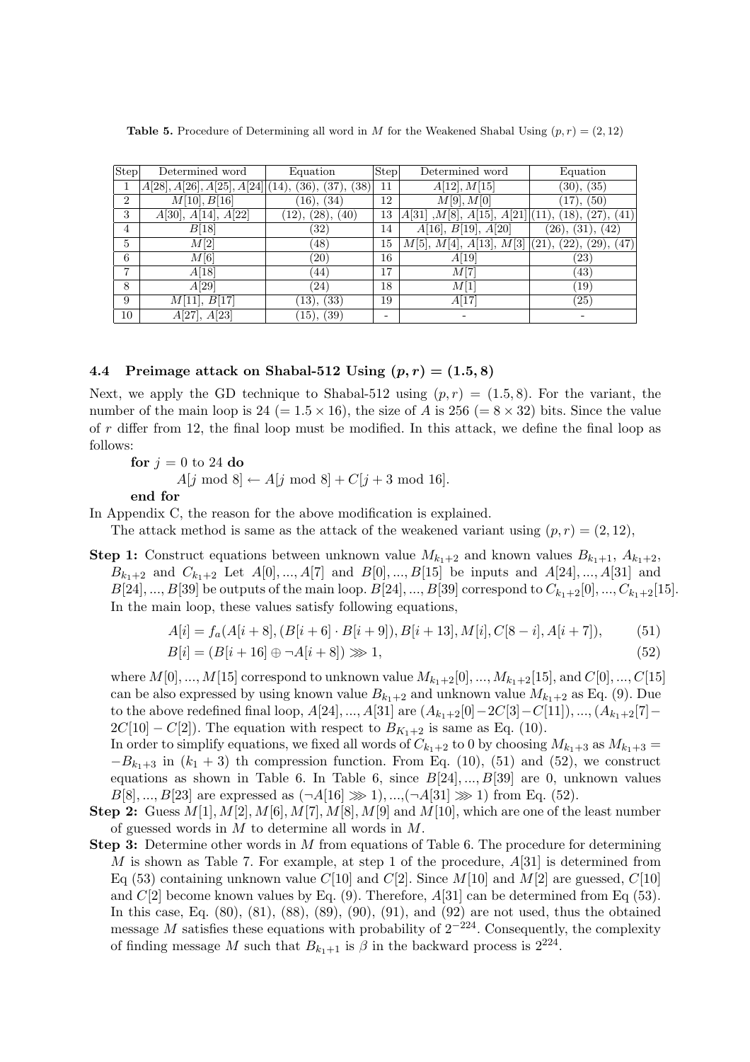**Table 5.** Procedure of Determining all word in $M$ for the Weakened Shabal Using $(p, r) = (2, 12)$

| Step | Determined word | Equation | Step | Determined word | Equation |
|---|---|---|---|---|---|
| 1 | $A[28], A[26], A[25], A[24]$ | (14), (36), (37), (38) | 11 | $A[12], M[15]$ | (30), (35) |
| 2 | $M[10], B[16]$ | (16), (34) | 12 | $M[9], M[0]$ | (17), (50) |
| 3 | $A[30], A[14], A[22]$ | (12), (28), (40) | 13 | $A[31]$ ,$M[8]$, $A[15]$, $A[21]$ | (11), (18), (27), (41) |
| 4 | $B[18]$ | (32) | 14 | $A[16]$, $B[19]$, $A[20]$ | (26), (31), (42) |
| 5 | $M[2]$ | (48) | 15 | $M[5]$, $M[4]$, $A[13]$, $M[3]$ | (21), (22), (29), (47) |
| 6 | $M[6]$ | (20) | 16 | $A[19]$ | (23) |
| 7 | $A[18]$ | (44) | 17 | $M[7]$ | (43) |
| 8 | $A[29]$ | (24) | 18 | $M[1]$ | (19) |
| 9 | $M[11]$, $B[17]$ | (13), (33) | 19 | $A[17]$ | (25) |
| 10 | $A[27]$, $A[23]$ | (15), (39) | - | - | - |

### 4.4 Preimage attack on Shabal-512 Using $(p, r) = (1.5, 8)$

Next, we apply the GD technique to Shabal-512 using $(p, r) = (1.5, 8)$. For the variant, the number of the main loop is 24 ($= 1.5 \times 16$), the size of $A$ is 256 ($= 8 \times 32$) bits. Since the value of $r$ differ from 12, the final loop must be modified. In this attack, we define the final loop as follows:

```
for j = 0 to 24 do
    A[j mod 8] ← A[j mod 8] + C[j + 3 mod 16].
end for
```

In Appendix C, the reason for the above modification is explained.

The attack method is same as the attack of the weakened variant using $(p, r) = (2, 12)$,

**Step 1:** Construct equations between unknown value $M_{k_1+2}$ and known values $B_{k_1+1}$, $A_{k_1+2}$, $B_{k_1+2}$ and $C_{k_1+2}$ Let $A[0], ..., A[7]$ and $B[0], ..., B[15]$ be inputs and $A[24], ..., A[31]$ and $B[24], ..., B[39]$ be outputs of the main loop. $B[24], ..., B[39]$ correspond to $C_{k_1+2}[0], ..., C_{k_1+2}[15]$. In the main loop, these values satisfy following equations,

$$A[i] = f_a(A[i+8], (B[i+6] \cdot B[i+9]), B[i+13], M[i], C[8-i], A[i+7]), \quad (51)$$

$$B[i] = (B[i+16] \oplus \neg A[i+8]) \ggg 1, \quad (52)$$

where $M[0], ..., M[15]$ correspond to unknown value $M_{k_1+2}[0], ..., M_{k_1+2}[15]$, and $C[0], ..., C[15]$ can be also expressed by using known value $B_{k_1+2}$ and unknown value $M_{k_1+2}$ as Eq. (9). Due to the above redefined final loop, $A[24], ..., A[31]$ are $(A_{k_1+2}[0] - 2C[3] - C[11]), ..., (A_{k_1+2}[7] - 2C[10] - C[2])$. The equation with respect to $B_{K_1+2}$ is same as Eq. (10).

In order to simplify equations, we fixed all words of $C_{k_1+2}$ to 0 by choosing $M_{k_1+3}$ as $M_{k_1+3} = -B_{k_1+3}$ in $(k_1+3)$ th compression function. From Eq. (10), (51) and (52), we construct equations as shown in Table 6. In Table 6, since $B[24], ..., B[39]$ are 0, unknown values $B[8], ..., B[23]$ are expressed as $(\neg A[16] \ggg 1), ..., (\neg A[31] \ggg 1)$ from Eq. (52).

**Step 2:** Guess $M[1], M[2], M[6], M[7], M[8], M[9]$ and $M[10]$, which are one of the least number of guessed words in $M$ to determine all words in $M$.

**Step 3:** Determine other words in $M$ from equations of Table 6. The procedure for determining $M$ is shown as Table 7. For example, at step 1 of the procedure, $A[31]$ is determined from Eq (53) containing unknown value $C[10]$ and $C[2]$. Since $M[10]$ and $M[2]$ are guessed, $C[10]$ and $C[2]$ become known values by Eq. (9). Therefore, $A[31]$ can be determined from Eq (53). In this case, Eq. (80), (81), (88), (89), (90), (91), and (92) are not used, thus the obtained message $M$ satisfies these equations with probability of $2^{-224}$. Consequently, the complexity of finding message $M$ such that $B_{k_1+1}$ is $\beta$ in the backward process is $2^{224}$.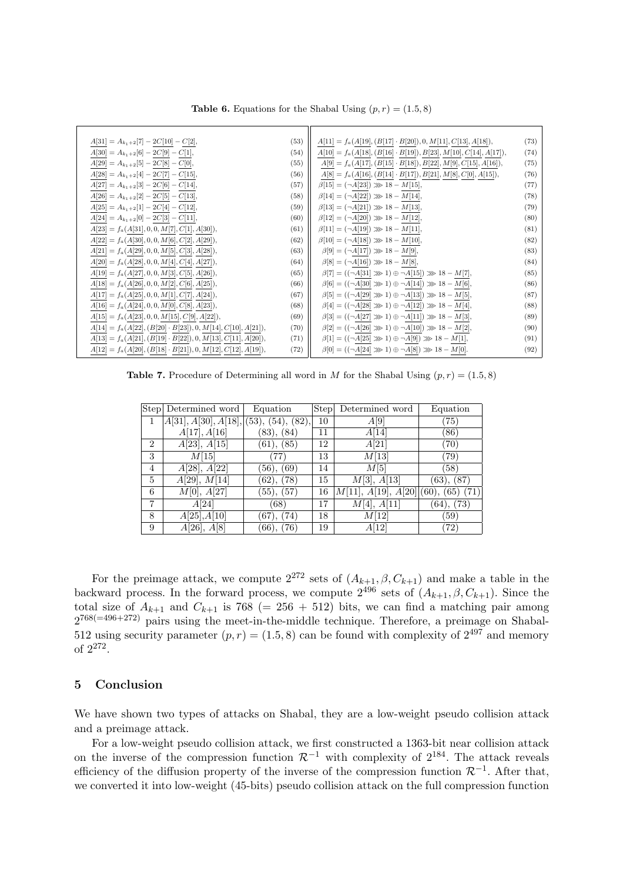**Table 6.** Equations for the Shabal Using $(p, r) = (1.5, 8)$

$$\underline{A[31]} = A_{k_1+2}[7] - \underline{2C[10]} - \underline{C[2]}, \quad (53)$$
$$\underline{A[30]} = A_{k_1+2}[6] - \underline{2C[9]} - \underline{C[1]}, \quad (54)$$
$$\underline{A[29]} = A_{k_1+2}[5] - \underline{2C[8]} - \underline{C[0]}, \quad (55)$$
$$\underline{A[28]} = A_{k_1+2}[4] - \underline{2C[7]} - \underline{C[15]}, \quad (56)$$
$$\underline{A[27]} = A_{k_1+2}[3] - \underline{2C[6]} - \underline{C[14]}, \quad (57)$$
$$\underline{A[26]} = A_{k_1+2}[2] - \underline{2C[5]} - \underline{C[13]}, \quad (58)$$
$$\underline{A[25]} = A_{k_1+2}[1] - \underline{2C[4]} - \underline{C[12]}, \quad (59)$$
$$\underline{A[24]} = A_{k_1+2}[0] - \underline{2C[3]} - \underline{C[11]}, \quad (60)$$
$$\underline{A[23]} = f_a(\underline{A[31]}, 0, 0, \underline{M[7]}, \underline{C[1]}, \underline{A[30]}), \quad (61)$$
$$\underline{A[22]} = f_a(\underline{A[30]}, 0, 0, \underline{M[6]}, \underline{C[2]}, \underline{A[29]}), \quad (62)$$
$$\underline{A[21]} = f_a(\underline{A[29]}, 0, 0, \underline{M[5]}, \underline{C[3]}, \underline{A[28]}), \quad (63)$$
$$\underline{A[20]} = f_a(\underline{A[28]}, 0, 0, \underline{M[4]}, \underline{C[4]}, \underline{A[27]}), \quad (64)$$
$$\underline{A[19]} = f_a(\underline{A[27]}, 0, 0, \underline{M[3]}, \underline{C[5]}, \underline{A[26]}), \quad (65)$$
$$\underline{A[18]} = f_a(\underline{A[26]}, 0, 0, \underline{M[2]}, \underline{C[6]}, \underline{A[25]}), \quad (66)$$
$$\underline{A[17]} = f_a(\underline{A[25]}, 0, 0, \underline{M[1]}, \underline{C[7]}, \underline{A[24]}), \quad (67)$$
$$\underline{A[16]} = f_a(\underline{A[24]}, 0, 0, \underline{M[0]}, \underline{C[8]}, \underline{A[23]}), \quad (68)$$
$$\underline{A[15]} = f_a(\underline{A[23]}, 0, 0, \underline{M[15]}, \underline{C[9]}, \underline{A[22]}), \quad (69)$$
$$\underline{A[14]} = f_a(\underline{A[22]}, (\underline{B[20]} \cdot \underline{B[23]}), 0, \underline{M[14]}, \underline{C[10]}, \underline{A[21]}), \quad (70)$$
$$\underline{A[13]} = f_a(\underline{A[21]}, (\underline{B[19]} \cdot \underline{B[22]}), 0, \underline{M[13]}, \underline{C[11]}, \underline{A[20]}), \quad (71)$$
$$\underline{A[12]} = f_a(\underline{A[20]}, (\underline{B[18]} \cdot \underline{B[21]}), 0, \underline{M[12]}, \underline{C[12]}, \underline{A[19]}), \quad (72)$$
$$\underline{A[11]} = f_a(\underline{A[19]}, (\underline{B[17]} \cdot \underline{B[20]}), 0, \underline{M[11]}, \underline{C[13]}, \underline{A[18]}), \quad (73)$$
$$\underline{A[10]} = f_a(\underline{A[18]}, (\underline{B[16]} \cdot \underline{B[19]}), \underline{B[23]}, \underline{M[10]}, \underline{C[14]}, \underline{A[17]}), \quad (74)$$
$$\underline{A[9]} = f_a(\underline{A[17]}, (\underline{B[15]} \cdot \underline{B[18]}), \underline{B[22]}, \underline{M[9]}, \underline{C[15]}, \underline{A[16]}), \quad (75)$$
$$\underline{A[8]} = f_a(\underline{A[16]}, (\underline{B[14]} \cdot \underline{B[17]}), \underline{B[21]}, \underline{M[8]}, \underline{C[0]}, \underline{A[15]}), \quad (76)$$
$$\beta[15] = (\neg\underline{A[23]}) \ggg 18 - \underline{M[15]}, \quad (77)$$
$$\beta[14] = (\neg\underline{A[22]}) \ggg 18 - \underline{M[14]}, \quad (78)$$
$$\beta[13] = (\neg\underline{A[21]}) \ggg 18 - \underline{M[13]}, \quad (79)$$
$$\beta[12] = (\neg\underline{A[20]}) \ggg 18 - \underline{M[12]}, \quad (80)$$
$$\beta[11] = (\neg\underline{A[19]}) \ggg 18 - \underline{M[11]}, \quad (81)$$
$$\beta[10] = (\neg\underline{A[18]}) \ggg 18 - \underline{M[10]}, \quad (82)$$
$$\beta[9] = (\neg\underline{A[17]}) \ggg 18 - \underline{M[9]}, \quad (83)$$
$$\beta[8] = (\neg\underline{A[16]}) \ggg 18 - \underline{M[8]}, \quad (84)$$
$$\beta[7] = ((\neg\underline{A[31]} \ggg 1) \oplus \neg\underline{A[15]}) \ggg 18 - \underline{M[7]}, \quad (85)$$
$$\beta[6] = ((\neg\underline{A[30]} \ggg 1) \oplus \neg\underline{A[14]}) \ggg 18 - \underline{M[6]}, \quad (86)$$
$$\beta[5] = ((\neg\underline{A[29]} \ggg 1) \oplus \neg\underline{A[13]}) \ggg 18 - \underline{M[5]}, \quad (87)$$
$$\beta[4] = ((\neg\underline{A[28]} \ggg 1) \oplus \neg\underline{A[12]}) \ggg 18 - \underline{M[4]}, \quad (88)$$
$$\beta[3] = ((\neg\underline{A[27]} \ggg 1) \oplus \neg\underline{A[11]}) \ggg 18 - \underline{M[3]}, \quad (89)$$
$$\beta[2] = ((\neg\underline{A[26]} \ggg 1) \oplus \neg\underline{A[10]}) \ggg 18 - \underline{M[2]}, \quad (90)$$
$$\beta[1] = ((\neg\underline{A[25]} \ggg 1) \oplus \neg\underline{A[9]}) \ggg 18 - \underline{M[1]}, \quad (91)$$
$$\beta[0] = ((\neg\underline{A[24]} \ggg 1) \oplus \neg\underline{A[8]}) \ggg 18 - \underline{M[0]}. \quad (92)$$

**Table 7.** Procedure of Determining all word in $M$ for the Shabal Using $(p, r) = (1.5, 8)$

| Step | Determined word | Equation | Step | Determined word | Equation |
|---|---|---|---|---|---|
| 1 | $A[31]$, $A[30]$, $A[18]$, $A[17]$, $A[16]$ | (53), (54), (82), (83), (84) | 10 | $A[9]$ | (75) |
| | | | 11 | $A[14]$ | (86) |
| 2 | $A[23]$, $A[15]$ | (61), (85) | 12 | $A[21]$ | (70) |
| 3 | $M[15]$ | (77) | 13 | $M[13]$ | (79) |
| 4 | $A[28]$, $A[22]$ | (56), (69) | 14 | $M[5]$ | (58) |
| 5 | $A[29]$, $M[14]$ | (62), (78) | 15 | $M[3]$, $A[13]$ | (63), (87) |
| 6 | $M[0]$, $A[27]$ | (55), (57) | 16 | $M[11]$, $A[19]$, $A[20]$ | (60), (65) (71) |
| 7 | $A[24]$ | (68) | 17 | $M[4]$, $A[11]$ | (64), (73) |
| 8 | $A[25]$,$A[10]$ | (67), (74) | 18 | $M[12]$ | (59) |
| 9 | $A[26]$, $A[8]$ | (66), (76) | 19 | $A[12]$ | (72) |

For the preimage attack, we compute $2^{272}$ sets of $(A_{k+1}, \beta, C_{k+1})$ and make a table in the backward process. In the forward process, we compute $2^{496}$ sets of $(A_{k+1}, \beta, C_{k+1})$. Since the total size of $A_{k+1}$ and $C_{k+1}$ is 768 (= 256 + 512) bits, we can find a matching pair among $2^{768(=496+272)}$ pairs using the meet-in-the-middle technique. Therefore, a preimage on Shabal-512 using security parameter $(p, r) = (1.5, 8)$ can be found with complexity of $2^{497}$ and memory of $2^{272}$.

## 5 Conclusion

We have shown two types of attacks on Shabal, they are a low-weight pseudo collision attack and a preimage attack.

For a low-weight pseudo collision attack, we first constructed a 1363-bit near collision attack on the inverse of the compression function $\mathcal{R}^{-1}$ with complexity of $2^{184}$. The attack reveals efficiency of the diffusion property of the inverse of the compression function $\mathcal{R}^{-1}$. After that, we converted it into low-weight (45-bits) pseudo collision attack on the full compression function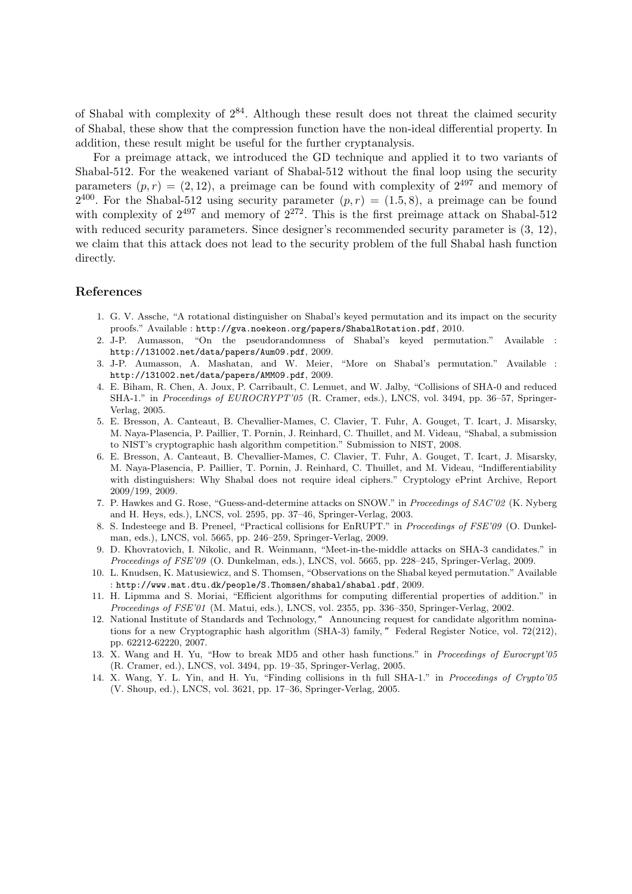of Shabal with complexity of $2^{84}$. Although these result does not threat the claimed security of Shabal, these show that the compression function have the non-ideal differential property. In addition, these result might be useful for the further cryptanalysis.

For a preimage attack, we introduced the GD technique and applied it to two variants of Shabal-512. For the weakened variant of Shabal-512 without the final loop using the security parameters $(p, r) = (2, 12)$, a preimage can be found with complexity of $2^{497}$ and memory of $2^{400}$. For the Shabal-512 using security parameter $(p, r) = (1.5, 8)$, a preimage can be found with complexity of $2^{497}$ and memory of $2^{272}$. This is the first preimage attack on Shabal-512 with reduced security parameters. Since designer's recommended security parameter is (3, 12), we claim that this attack does not lead to the security problem of the full Shabal hash function directly.

## References

1. G. V. Assche, "A rotational distinguisher on Shabal's keyed permutation and its impact on the security proofs." Available : http://gva.noekeon.org/papers/ShabalRotation.pdf, 2010.
2. J-P. Aumasson, "On the pseudorandomness of Shabal's keyed permutation." Available : http://131002.net/data/papers/Aum09.pdf, 2009.
3. J-P. Aumasson, A. Mashatan, and W. Meier, "More on Shabal's permutation." Available : http://131002.net/data/papers/AMM09.pdf, 2009.
4. E. Biham, R. Chen, A. Joux, P. Carribault, C. Lemuet, and W. Jalby, "Collisions of SHA-0 and reduced SHA-1." in *Proceedings of EUROCRYPT'05* (R. Cramer, eds.), LNCS, vol. 3494, pp. 36–57, Springer-Verlag, 2005.
5. E. Bresson, A. Canteaut, B. Chevallier-Mames, C. Clavier, T. Fuhr, A. Gouget, T. Icart, J. Misarsky, M. Naya-Plasencia, P. Paillier, T. Pornin, J. Reinhard, C. Thuillet, and M. Videau, "Shabal, a submission to NIST's cryptographic hash algorithm competition." Submission to NIST, 2008.
6. E. Bresson, A. Canteaut, B. Chevallier-Mames, C. Clavier, T. Fuhr, A. Gouget, T. Icart, J. Misarsky, M. Naya-Plasencia, P. Paillier, T. Pornin, J. Reinhard, C. Thuillet, and M. Videau, "Indifferentiability with distinguishers: Why Shabal does not require ideal ciphers." Cryptology ePrint Archive, Report 2009/199, 2009.
7. P. Hawkes and G. Rose, "Guess-and-determine attacks on SNOW." in *Proceedings of SAC'02* (K. Nyberg and H. Heys, eds.), LNCS, vol. 2595, pp. 37–46, Springer-Verlag, 2003.
8. S. Indesteege and B. Preneel, "Practical collisions for EnRUPT." in *Proceedings of FSE'09* (O. Dunkelman, eds.), LNCS, vol. 5665, pp. 246–259, Springer-Verlag, 2009.
9. D. Khovratovich, I. Nikolic, and R. Weinmann, "Meet-in-the-middle attacks on SHA-3 candidates." in *Proceedings of FSE'09* (O. Dunkelman, eds.), LNCS, vol. 5665, pp. 228–245, Springer-Verlag, 2009.
10. L. Knudsen, K. Matusiewicz, and S. Thomsen, "Observations on the Shabal keyed permutation." Available : http://www.mat.dtu.dk/people/S.Thomsen/shabal/shabal.pdf, 2009.
11. H. Lipmma and S. Moriai, "Efficient algorithms for computing differential properties of addition." in *Proceedings of FSE'01* (M. Matui, eds.), LNCS, vol. 2355, pp. 336–350, Springer-Verlag, 2002.
12. National Institute of Standards and Technology," Announcing request for candidate algorithm nominations for a new Cryptographic hash algorithm (SHA-3) family," Federal Register Notice, vol. 72(212), pp. 62212-62220, 2007.
13. X. Wang and H. Yu, "How to break MD5 and other hash functions." in *Proceedings of Eurocrypt'05* (R. Cramer, ed.), LNCS, vol. 3494, pp. 19–35, Springer-Verlag, 2005.
14. X. Wang, Y. L. Yin, and H. Yu, "Finding collisions in th full SHA-1." in *Proceedings of Crypto'05* (V. Shoup, ed.), LNCS, vol. 3621, pp. 17–36, Springer-Verlag, 2005.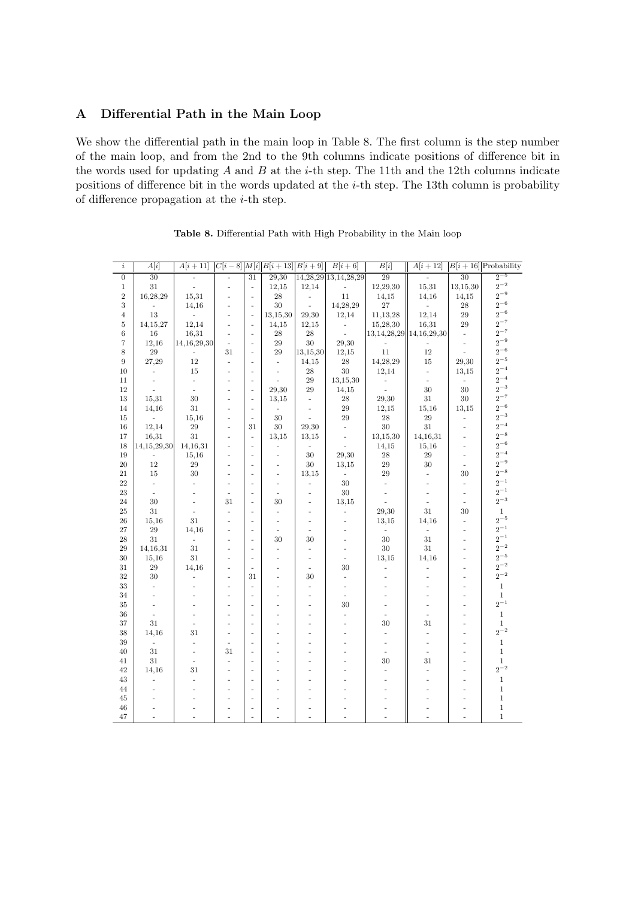## A Differential Path in the Main Loop

We show the differential path in the main loop in Table 8. The first column is the step number of the main loop, and from the 2nd to the 9th columns indicate positions of difference bit in the words used for updating $A$ and $B$ at the $i$-th step. The 11th and the 12th columns indicate positions of difference bit in the words updated at the $i$-th step. The 13th column is probability of difference propagation at the $i$-th step.

**Table 8.** Differential Path with High Probability in the Main loop

| $i$ | $A[i]$ | $A[i+11]$ | $C[i-8]$ | $M[i]$ | $B[i+13]$ | $B[i+9]$ | $B[i+6]$ | $B[i]$ | $A[i+12]$ | $B[i+16]$ | Probability |
|---|---|---|---|---|---|---|---|---|---|---|---|
| 0 | 30 | - | - | 31 | 29,30 | 14,28,29 | 13,14,28,29 | 29 | - | 30 | $2^{-5}$ |
| 1 | 31 | - | - | - | 12,15 | 12,14 | - | 12,29,30 | 15,31 | 13,15,30 | $2^{-2}$ |
| 2 | 16,28,29 | 15,31 | - | - | 28 | - | 11 | 14,15 | 14,16 | 14,15 | $2^{-9}$ |
| 3 | - | 14,16 | - | - | 30 | - | 14,28,29 | 27 | - | 28 | $2^{-6}$ |
| 4 | 13 | - | - | - | 13,15,30 | 29,30 | 12,14 | 11,13,28 | 12,14 | 29 | $2^{-6}$ |
| 5 | 14,15,27 | 12,14 | - | - | 14,15 | 12,15 | - | 15,28,30 | 16,31 | 29 | $2^{-7}$ |
| 6 | 16 | 16,31 | - | - | 28 | 28 | - | 13,14,28,29 | 14,16,29,30 | - | $2^{-7}$ |
| 7 | 12,16 | 14,16,29,30 | - | - | 29 | 30 | 29,30 | - | - | - | $2^{-9}$ |
| 8 | 29 | - | 31 | - | 29 | 13,15,30 | 12,15 | 11 | 12 | - | $2^{-6}$ |
| 9 | 27,29 | 12 | - | - | - | 14,15 | 28 | 14,28,29 | 15 | 29,30 | $2^{-5}$ |
| 10 | - | 15 | - | - | - | 28 | 30 | 12,14 | - | 13,15 | $2^{-4}$ |
| 11 | - | - | - | - | - | 29 | 13,15,30 | - | - | - | $2^{-4}$ |
| 12 | - | - | - | - | 29,30 | 29 | 14,15 | - | 30 | 30 | $2^{-3}$ |
| 13 | 15,31 | 30 | - | - | 13,15 | - | 28 | 29,30 | 31 | 30 | $2^{-7}$ |
| 14 | 14,16 | 31 | - | - | - | - | 29 | 12,15 | 15,16 | 13,15 | $2^{-6}$ |
| 15 | - | 15,16 | - | - | 30 | - | 29 | 28 | 29 | - | $2^{-3}$ |
| 16 | 12,14 | 29 | - | 31 | 30 | 29,30 | - | 30 | 31 | - | $2^{-4}$ |
| 17 | 16,31 | 31 | - | - | 13,15 | 13,15 | - | 13,15,30 | 14,16,31 | - | $2^{-8}$ |
| 18 | 14,15,29,30 | 14,16,31 | - | - | - | - | - | 14,15 | 15,16 | - | $2^{-6}$ |
| 19 | - | 15,16 | - | - | - | 30 | 29,30 | 28 | 29 | - | $2^{-4}$ |
| 20 | 12 | 29 | - | - | - | 30 | 13,15 | 29 | 30 | - | $2^{-9}$ |
| 21 | 15 | 30 | - | - | - | 13,15 | - | 29 | - | 30 | $2^{-8}$ |
| 22 | - | - | - | - | - | - | 30 | - | - | - | $2^{-1}$ |
| 23 | - | - | - | - | - | - | 30 | - | - | - | $2^{-1}$ |
| 24 | 30 | - | 31 | - | 30 | - | 13,15 | - | - | - | $2^{-3}$ |
| 25 | 31 | - | - | - | - | - | - | 29,30 | 31 | 30 | 1 |
| 26 | 15,16 | 31 | - | - | - | - | - | 13,15 | 14,16 | - | $2^{-5}$ |
| 27 | 29 | 14,16 | - | - | - | - | - | - | - | - | $2^{-1}$ |
| 28 | 31 | - | - | - | 30 | 30 | - | 30 | 31 | - | $2^{-1}$ |
| 29 | 14,16,31 | 31 | - | - | - | - | - | 30 | 31 | - | $2^{-2}$ |
| 30 | 15,16 | 31 | - | - | - | - | - | 13,15 | 14,16 | - | $2^{-5}$ |
| 31 | 29 | 14,16 | - | - | - | - | 30 | - | - | - | $2^{-2}$ |
| 32 | 30 | - | - | 31 | - | 30 | - | - | - | - | $2^{-2}$ |
| 33 | - | - | - | - | - | - | - | - | - | - | 1 |
| 34 | - | - | - | - | - | - | - | - | - | - | 1 |
| 35 | - | - | - | - | - | - | 30 | - | - | - | $2^{-1}$ |
| 36 | - | - | - | - | - | - | - | - | - | - | 1 |
| 37 | 31 | - | - | - | - | - | - | 30 | 31 | - | 1 |
| 38 | 14,16 | 31 | - | - | - | - | - | - | - | - | $2^{-2}$ |
| 39 | - | - | - | - | - | - | - | - | - | - | 1 |
| 40 | 31 | - | 31 | - | - | - | - | - | - | - | 1 |
| 41 | 31 | - | - | - | - | - | - | 30 | 31 | - | 1 |
| 42 | 14,16 | 31 | - | - | - | - | - | - | - | - | $2^{-2}$ |
| 43 | - | - | - | - | - | - | - | - | - | - | 1 |
| 44 | - | - | - | - | - | - | - | - | - | - | 1 |
| 45 | - | - | - | - | - | - | - | - | - | - | 1 |
| 46 | - | - | - | - | - | - | - | - | - | - | 1 |
| 47 | - | - | - | - | - | - | - | - | - | - | 1 |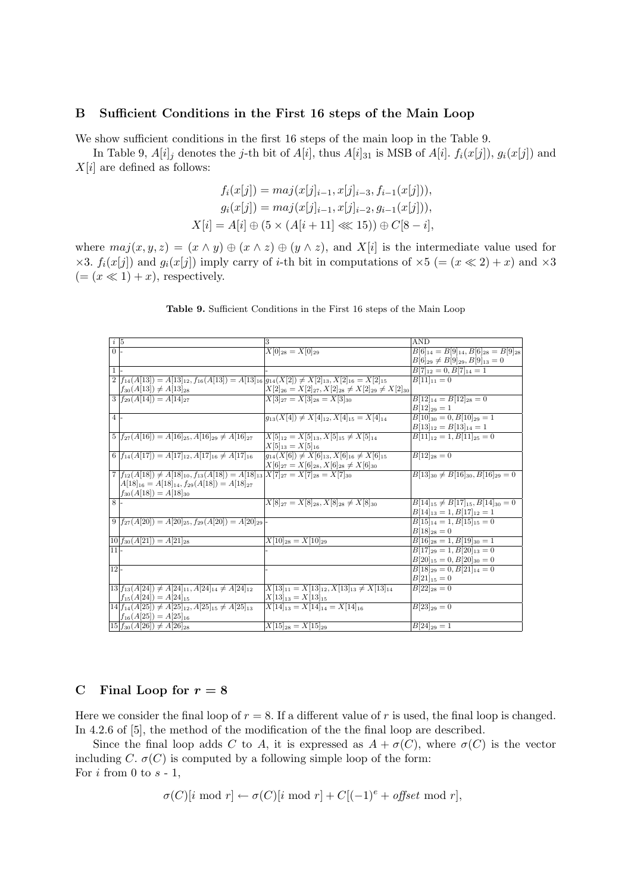## B Sufficient Conditions in the First 16 steps of the Main Loop

We show sufficient conditions in the first 16 steps of the main loop in the Table 9.

In Table 9, $A[i]_j$ denotes the $j$-th bit of $A[i]$, thus $A[i]_{31}$ is MSB of $A[i]$. $f_i(x[j])$, $g_i(x[j])$ and $X[i]$ are defined as follows:

$$f_i(x[j]) = maj(x[j]_{i-1}, x[j]_{i-3}, f_{i-1}(x[j])),$$
$$g_i(x[j]) = maj(x[j]_{i-1}, x[j]_{i-2}, g_{i-1}(x[j])),$$
$$X[i] = A[i] \oplus (5 \times (A[i+11] \lll 15)) \oplus C[8-i],$$

where $maj(x, y, z) = (x \wedge y) \oplus (x \wedge z) \oplus (y \wedge z)$, and $X[i]$ is the intermediate value used for $\times 3$. $f_i(x[j])$ and $g_i(x[j])$ imply carry of $i$-th bit in computations of $\times 5$ $(= (x \ll 2) + x)$ and $\times 3$ $(= (x \ll 1) + x)$, respectively.

**Table 9.** Sufficient Conditions in the First 16 steps of the Main Loop

| $i$ | 5 | 3 | AND |
|---|---|---|---|
| 0 | - | $X[0]_{28} = X[0]_{29}$ | $B[6]_{14} = B[9]_{14}, B[6]_{28} = B[9]_{28}$ $B[6]_{29} \neq B[9]_{29}, B[9]_{13} = 0$ |
| 1 | - | - | $B[7]_{12} = 0, B[7]_{14} = 1$ |
| 2 | $f_{14}(A[13]) = A[13]_{12}, f_{16}(A[13]) = A[13]_{16}$ $f_{30}(A[13]) \neq A[13]_{28}$ | $g_{14}(X[2]) \neq X[2]_{13}, X[2]_{16} = X[2]_{15}$ $X[2]_{26} = X[2]_{27}, X[2]_{28} \neq X[2]_{29} \neq X[2]_{30}$ | $B[11]_{11} = 0$ |
| 3 | $f_{29}(A[14]) = A[14]_{27}$ | $X[3]_{27} = X[3]_{28} = X[3]_{30}$ | $B[12]_{14} = B[12]_{28} = 0$ $B[12]_{29} = 1$ |
| 4 | - | $g_{13}(X[4]) \neq X[4]_{12}, X[4]_{15} = X[4]_{14}$ | $B[10]_{30} = 0, B[10]_{29} = 1$ $B[13]_{12} = B[13]_{14} = 1$ |
| 5 | $f_{27}(A[16]) = A[16]_{25}, A[16]_{29} \neq A[16]_{27}$ | $X[5]_{12} = X[5]_{13}, X[5]_{15} \neq X[5]_{14}$ $X[5]_{13} = X[5]_{16}$ | $B[11]_{12} = 1, B[11]_{25} = 0$ |
| 6 | $f_{14}(A[17]) = A[17]_{12}, A[17]_{16} \neq A[17]_{16}$ | $g_{14}(X[6]) \neq X[6]_{13}, X[6]_{16} \neq X[6]_{15}$ $X[6]_{27} = X[6]_{28}, X[6]_{28} \neq X[6]_{30}$ | $B[12]_{28} = 0$ |
| 7 | $f_{12}(A[18]) \neq A[18]_{10}, f_{13}(A[18]) = A[18]_{13}$ $A[18]_{16} = A[18]_{14}, f_{29}(A[18]) = A[18]_{27}$ $f_{30}(A[18]) = A[18]_{30}$ | $X[7]_{27} = X[7]_{28} = X[7]_{30}$ | $B[13]_{30} \neq B[16]_{30}, B[16]_{29} = 0$ |
| 8 | - | $X[8]_{27} = X[8]_{28}, X[8]_{28} \neq X[8]_{30}$ | $B[14]_{15} \neq B[17]_{15}, B[14]_{30} = 0$ $B[14]_{13} = 1, B[17]_{12} = 1$ |
| 9 | $f_{27}(A[20]) = A[20]_{25}, f_{29}(A[20]) = A[20]_{29}$ | - | $B[15]_{14} = 1, B[15]_{15} = 0$ $B[18]_{28} = 0$ |
| 10 | $f_{30}(A[21]) = A[21]_{28}$ | $X[10]_{28} = X[10]_{29}$ | $B[16]_{28} = 1, B[19]_{30} = 1$ |
| 11 | - | - | $B[17]_{29} = 1, B[20]_{13} = 0$ $B[20]_{15} = 0, B[20]_{30} = 0$ |
| 12 | - | - | $B[18]_{29} = 0, B[21]_{14} = 0$ $B[21]_{15} = 0$ |
| 13 | $f_{13}(A[24]) \neq A[24]_{11}, A[24]_{14} \neq A[24]_{12}$ $f_{15}(A[24]) = A[24]_{15}$ | $X[13]_{11} = X[13]_{12}, X[13]_{13} \neq X[13]_{14}$ $X[13]_{13} = X[13]_{15}$ | $B[22]_{28} = 0$ |
| 14 | $f_{14}(A[25]) \neq A[25]_{12}, A[25]_{15} \neq A[25]_{13}$ $f_{16}(A[25]) = A[25]_{16}$ | $X[14]_{13} = X[14]_{14} = X[14]_{16}$ | $B[23]_{29} = 0$ |
| 15 | $f_{30}(A[26]) \neq A[26]_{28}$ | $X[15]_{28} = X[15]_{29}$ | $B[24]_{29} = 1$ |

## C Final Loop for $r = 8$

Here we consider the final loop of $r = 8$. If a different value of $r$ is used, the final loop is changed. In 4.2.6 of [5], the method of the modification of the the final loop are described.

Since the final loop adds $C$ to $A$, it is expressed as $A + \sigma(C)$, where $\sigma(C)$ is the vector including $C$. $\sigma(C)$ is computed by a following simple loop of the form:
For $i$ from 0 to $s$ - 1,

$$\sigma(C)[i \bmod r] \leftarrow \sigma(C)[i \bmod r] + C[(-1)^e + \mathit{offset} \bmod r],$$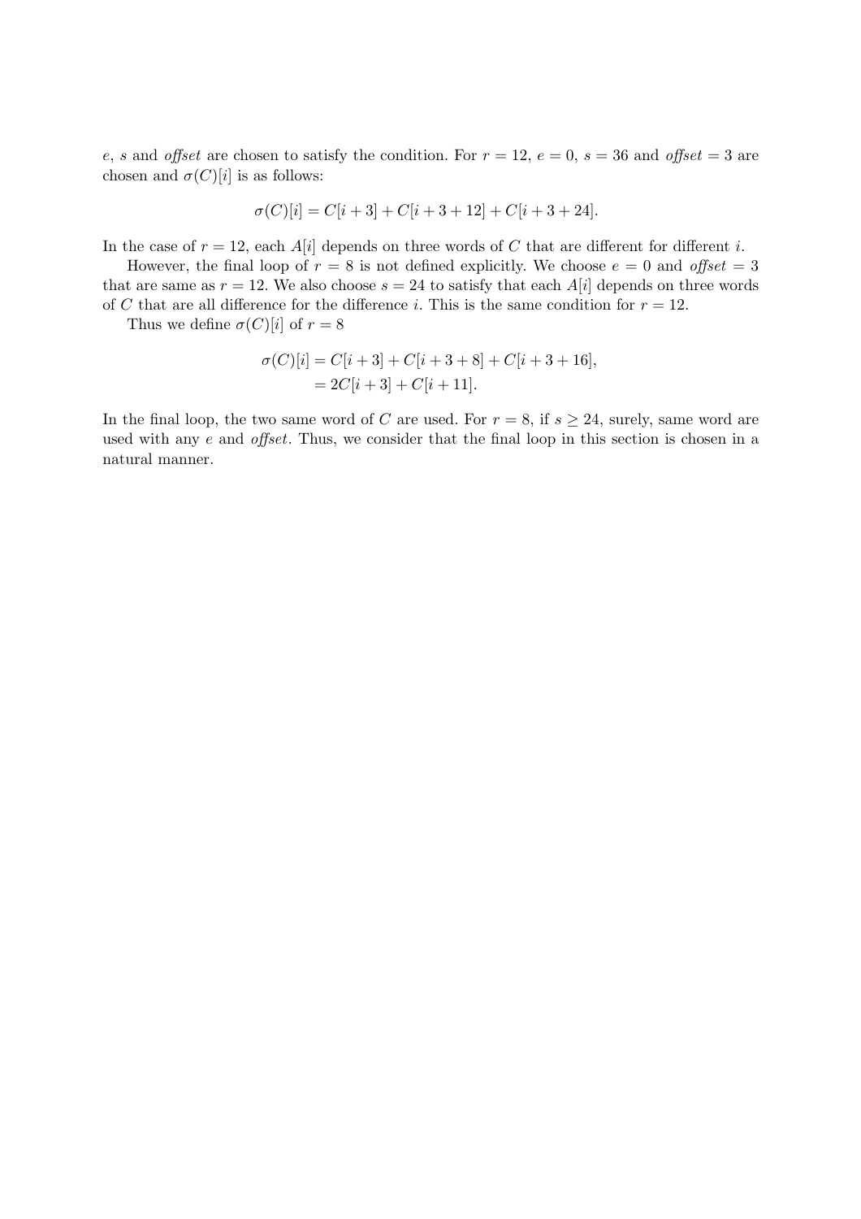$e$, $s$ and *offset* are chosen to satisfy the condition. For $r = 12$, $e = 0$, $s = 36$ and $\mathit{offset} = 3$ are chosen and $\sigma(C)[i]$ is as follows:

$$\sigma(C)[i] = C[i+3] + C[i+3+12] + C[i+3+24].$$

In the case of $r = 12$, each $A[i]$ depends on three words of $C$ that are different for different $i$.

However, the final loop of $r = 8$ is not defined explicitly. We choose $e = 0$ and $\mathit{offset} = 3$ that are same as $r = 12$. We also choose $s = 24$ to satisfy that each $A[i]$ depends on three words of $C$ that are all difference for the difference $i$. This is the same condition for $r = 12$.

Thus we define $\sigma(C)[i]$ of $r = 8$

$$\begin{aligned}\sigma(C)[i] &= C[i+3] + C[i+3+8] + C[i+3+16],\\ &= 2C[i+3] + C[i+11].\end{aligned}$$

In the final loop, the two same word of $C$ are used. For $r = 8$, if $s \geq 24$, surely, same word are used with any $e$ and *offset*. Thus, we consider that the final loop in this section is chosen in a natural manner.